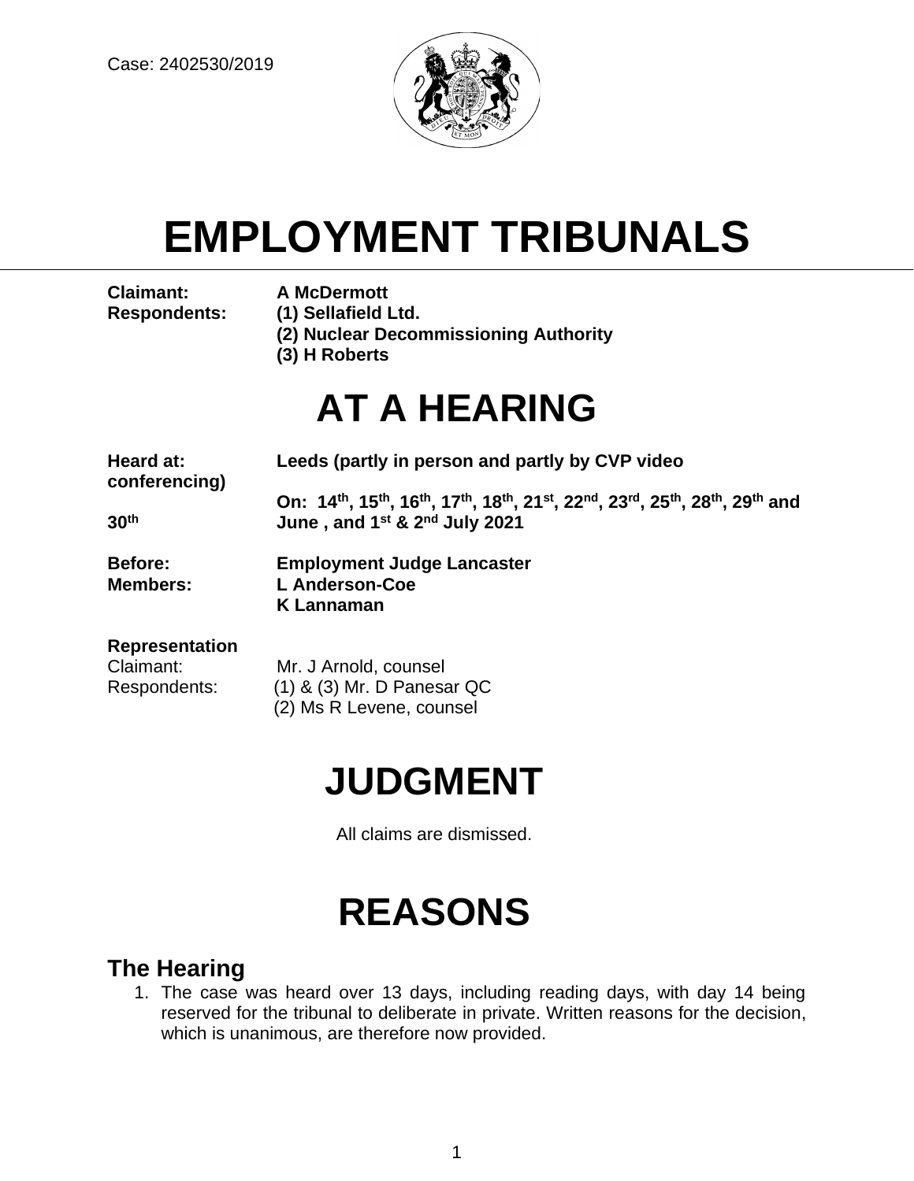Case: 2402530/2019

# EMPLOYMENT TRIBUNALS

**Claimant:** **A McDermott**
**Respondents:** **(1) Sellafield Ltd.**
**(2) Nuclear Decommissioning Authority**
**(3) H Roberts**

# AT A HEARING

**Heard at:** **Leeds (partly in person and partly by CVP video conferencing)**
**On: 14th, 15th, 16th, 17th, 18th, 21st, 22nd, 23rd, 25th, 28th, 29th and 30th June , and 1st & 2nd July 2021**

**Before:** **Employment Judge Lancaster**
**Members:** **L Anderson-Coe**
**K Lannaman**

**Representation**
Claimant: Mr. J Arnold, counsel
Respondents: (1) & (3) Mr. D Panesar QC
(2) Ms R Levene, counsel

# JUDGMENT

All claims are dismissed.

# REASONS

## The Hearing

1. The case was heard over 13 days, including reading days, with day 14 being reserved for the tribunal to deliberate in private. Written reasons for the decision, which is unanimous, are therefore now provided.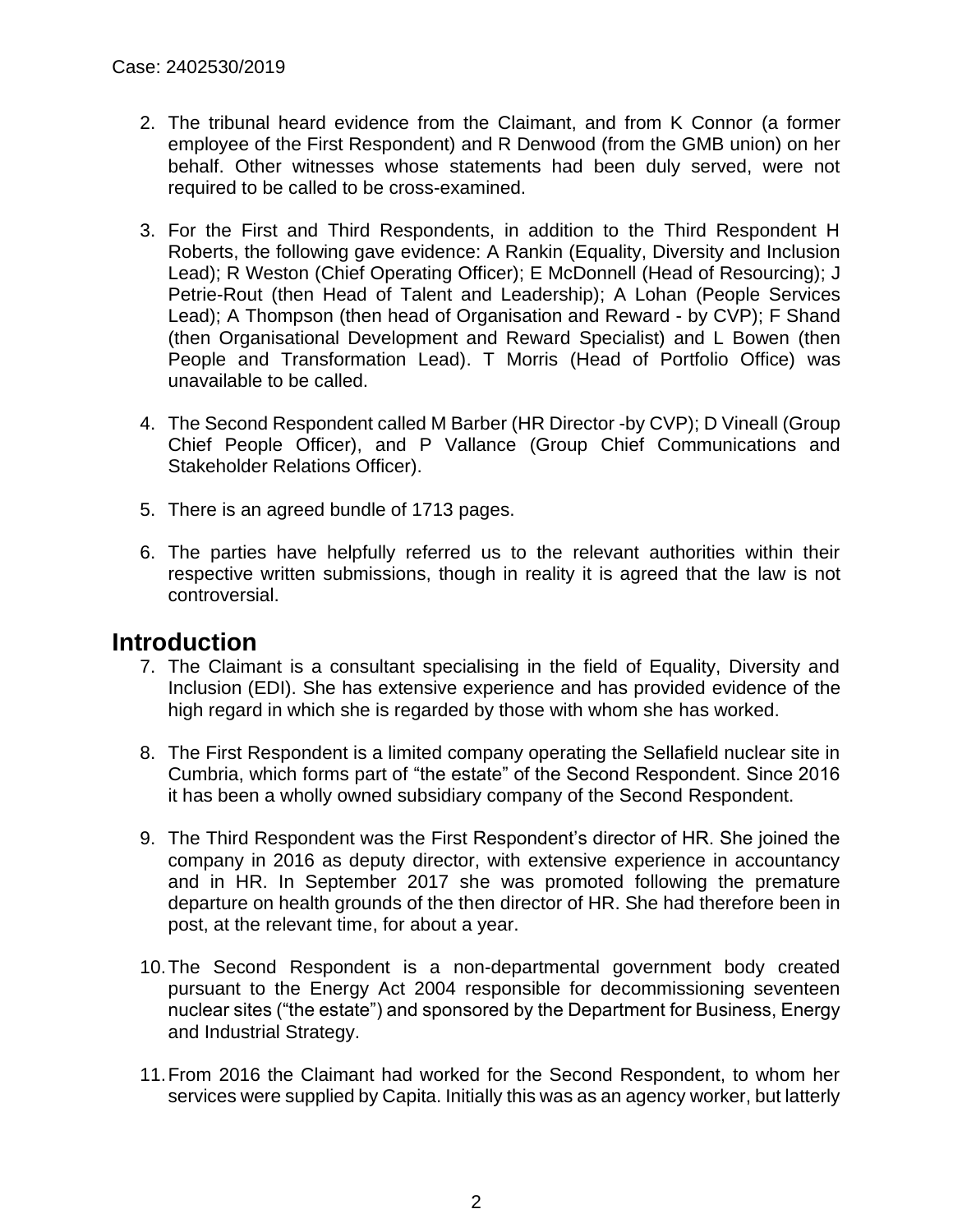2. The tribunal heard evidence from the Claimant, and from K Connor (a former employee of the First Respondent) and R Denwood (from the GMB union) on her behalf. Other witnesses whose statements had been duly served, were not required to be called to be cross-examined.

3. For the First and Third Respondents, in addition to the Third Respondent H Roberts, the following gave evidence: A Rankin (Equality, Diversity and Inclusion Lead); R Weston (Chief Operating Officer); E McDonnell (Head of Resourcing); J Petrie-Rout (then Head of Talent and Leadership); A Lohan (People Services Lead); A Thompson (then head of Organisation and Reward - by CVP); F Shand (then Organisational Development and Reward Specialist) and L Bowen (then People and Transformation Lead). T Morris (Head of Portfolio Office) was unavailable to be called.

4. The Second Respondent called M Barber (HR Director -by CVP); D Vineall (Group Chief People Officer), and P Vallance (Group Chief Communications and Stakeholder Relations Officer).

5. There is an agreed bundle of 1713 pages.

6. The parties have helpfully referred us to the relevant authorities within their respective written submissions, though in reality it is agreed that the law is not controversial.

## Introduction

7. The Claimant is a consultant specialising in the field of Equality, Diversity and Inclusion (EDI). She has extensive experience and has provided evidence of the high regard in which she is regarded by those with whom she has worked.

8. The First Respondent is a limited company operating the Sellafield nuclear site in Cumbria, which forms part of "the estate" of the Second Respondent. Since 2016 it has been a wholly owned subsidiary company of the Second Respondent.

9. The Third Respondent was the First Respondent's director of HR. She joined the company in 2016 as deputy director, with extensive experience in accountancy and in HR. In September 2017 she was promoted following the premature departure on health grounds of the then director of HR. She had therefore been in post, at the relevant time, for about a year.

10. The Second Respondent is a non-departmental government body created pursuant to the Energy Act 2004 responsible for decommissioning seventeen nuclear sites ("the estate") and sponsored by the Department for Business, Energy and Industrial Strategy.

11. From 2016 the Claimant had worked for the Second Respondent, to whom her services were supplied by Capita. Initially this was as an agency worker, but latterly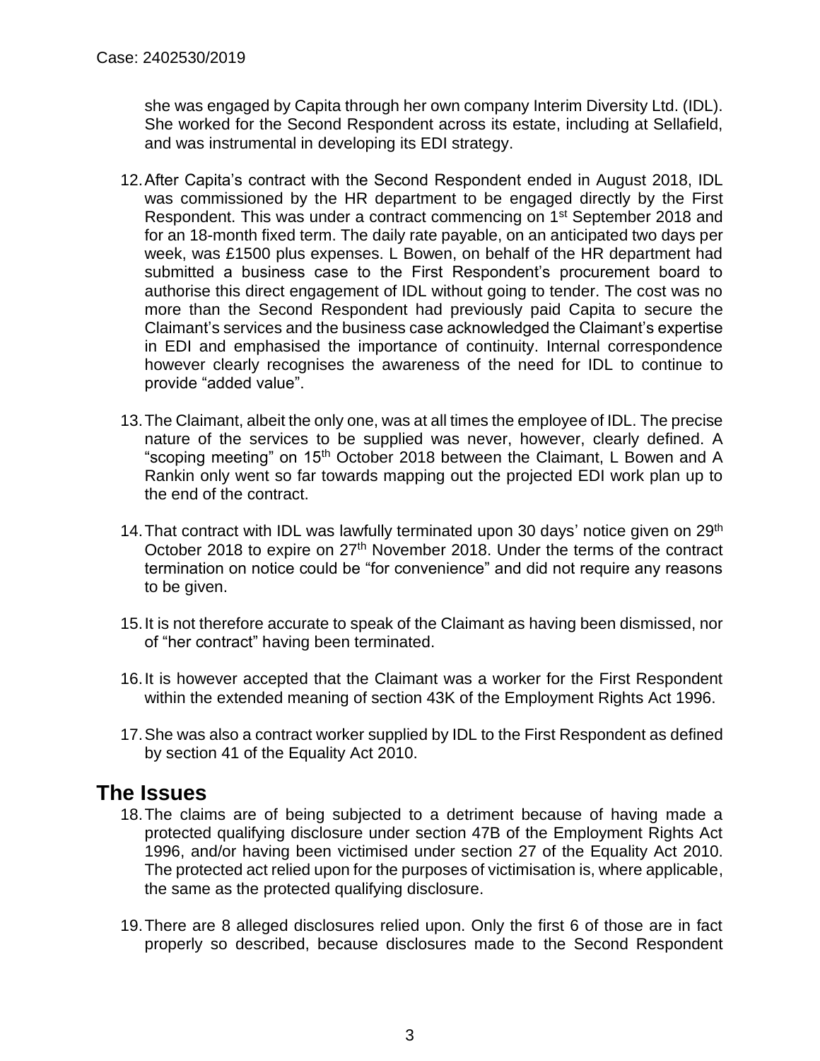she was engaged by Capita through her own company Interim Diversity Ltd. (IDL). She worked for the Second Respondent across its estate, including at Sellafield, and was instrumental in developing its EDI strategy.

12. After Capita's contract with the Second Respondent ended in August 2018, IDL was commissioned by the HR department to be engaged directly by the First Respondent. This was under a contract commencing on 1st September 2018 and for an 18-month fixed term. The daily rate payable, on an anticipated two days per week, was £1500 plus expenses. L Bowen, on behalf of the HR department had submitted a business case to the First Respondent's procurement board to authorise this direct engagement of IDL without going to tender. The cost was no more than the Second Respondent had previously paid Capita to secure the Claimant's services and the business case acknowledged the Claimant's expertise in EDI and emphasised the importance of continuity. Internal correspondence however clearly recognises the awareness of the need for IDL to continue to provide "added value".

13. The Claimant, albeit the only one, was at all times the employee of IDL. The precise nature of the services to be supplied was never, however, clearly defined. A "scoping meeting" on 15th October 2018 between the Claimant, L Bowen and A Rankin only went so far towards mapping out the projected EDI work plan up to the end of the contract.

14. That contract with IDL was lawfully terminated upon 30 days' notice given on 29th October 2018 to expire on 27th November 2018. Under the terms of the contract termination on notice could be "for convenience" and did not require any reasons to be given.

15. It is not therefore accurate to speak of the Claimant as having been dismissed, nor of "her contract" having been terminated.

16. It is however accepted that the Claimant was a worker for the First Respondent within the extended meaning of section 43K of the Employment Rights Act 1996.

17. She was also a contract worker supplied by IDL to the First Respondent as defined by section 41 of the Equality Act 2010.

## The Issues

18. The claims are of being subjected to a detriment because of having made a protected qualifying disclosure under section 47B of the Employment Rights Act 1996, and/or having been victimised under section 27 of the Equality Act 2010. The protected act relied upon for the purposes of victimisation is, where applicable, the same as the protected qualifying disclosure.

19. There are 8 alleged disclosures relied upon. Only the first 6 of those are in fact properly so described, because disclosures made to the Second Respondent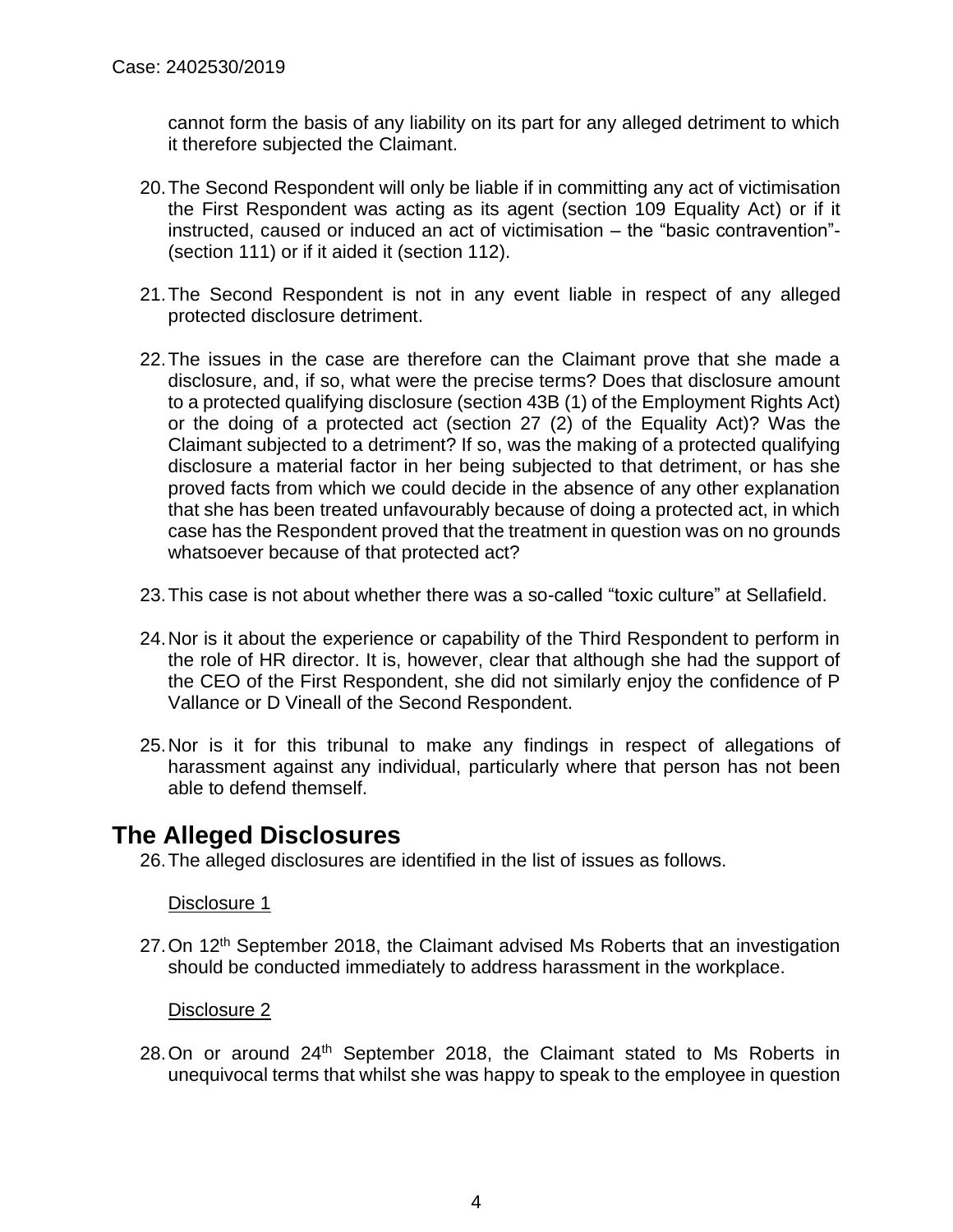cannot form the basis of any liability on its part for any alleged detriment to which it therefore subjected the Claimant.

20. The Second Respondent will only be liable if in committing any act of victimisation the First Respondent was acting as its agent (section 109 Equality Act) or if it instructed, caused or induced an act of victimisation – the "basic contravention"- (section 111) or if it aided it (section 112).

21. The Second Respondent is not in any event liable in respect of any alleged protected disclosure detriment.

22. The issues in the case are therefore can the Claimant prove that she made a disclosure, and, if so, what were the precise terms? Does that disclosure amount to a protected qualifying disclosure (section 43B (1) of the Employment Rights Act) or the doing of a protected act (section 27 (2) of the Equality Act)? Was the Claimant subjected to a detriment? If so, was the making of a protected qualifying disclosure a material factor in her being subjected to that detriment, or has she proved facts from which we could decide in the absence of any other explanation that she has been treated unfavourably because of doing a protected act, in which case has the Respondent proved that the treatment in question was on no grounds whatsoever because of that protected act?

23. This case is not about whether there was a so-called "toxic culture" at Sellafield.

24. Nor is it about the experience or capability of the Third Respondent to perform in the role of HR director. It is, however, clear that although she had the support of the CEO of the First Respondent, she did not similarly enjoy the confidence of P Vallance or D Vineall of the Second Respondent.

25. Nor is it for this tribunal to make any findings in respect of allegations of harassment against any individual, particularly where that person has not been able to defend themself.

## The Alleged Disclosures

26. The alleged disclosures are identified in the list of issues as follows.

Disclosure 1

27. On 12th September 2018, the Claimant advised Ms Roberts that an investigation should be conducted immediately to address harassment in the workplace.

Disclosure 2

28. On or around 24th September 2018, the Claimant stated to Ms Roberts in unequivocal terms that whilst she was happy to speak to the employee in question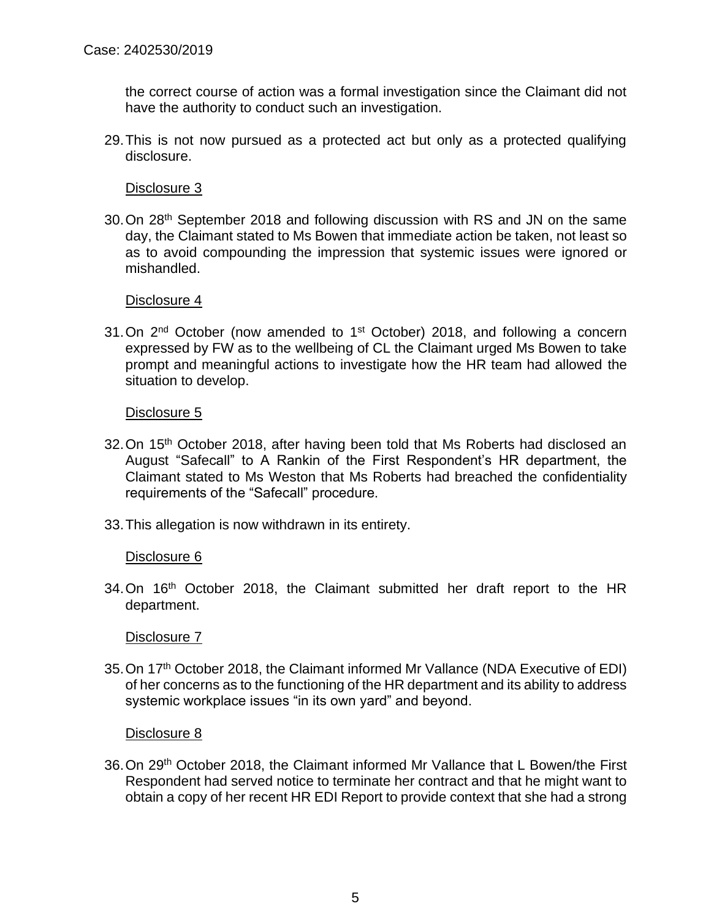the correct course of action was a formal investigation since the Claimant did not have the authority to conduct such an investigation.

29. This is not now pursued as a protected act but only as a protected qualifying disclosure.

Disclosure 3

30. On 28th September 2018 and following discussion with RS and JN on the same day, the Claimant stated to Ms Bowen that immediate action be taken, not least so as to avoid compounding the impression that systemic issues were ignored or mishandled.

Disclosure 4

31. On 2nd October (now amended to 1st October) 2018, and following a concern expressed by FW as to the wellbeing of CL the Claimant urged Ms Bowen to take prompt and meaningful actions to investigate how the HR team had allowed the situation to develop.

Disclosure 5

32. On 15th October 2018, after having been told that Ms Roberts had disclosed an August "Safecall" to A Rankin of the First Respondent's HR department, the Claimant stated to Ms Weston that Ms Roberts had breached the confidentiality requirements of the "Safecall" procedure.

33. This allegation is now withdrawn in its entirety.

Disclosure 6

34. On 16th October 2018, the Claimant submitted her draft report to the HR department.

Disclosure 7

35. On 17th October 2018, the Claimant informed Mr Vallance (NDA Executive of EDI) of her concerns as to the functioning of the HR department and its ability to address systemic workplace issues "in its own yard" and beyond.

Disclosure 8

36. On 29th October 2018, the Claimant informed Mr Vallance that L Bowen/the First Respondent had served notice to terminate her contract and that he might want to obtain a copy of her recent HR EDI Report to provide context that she had a strong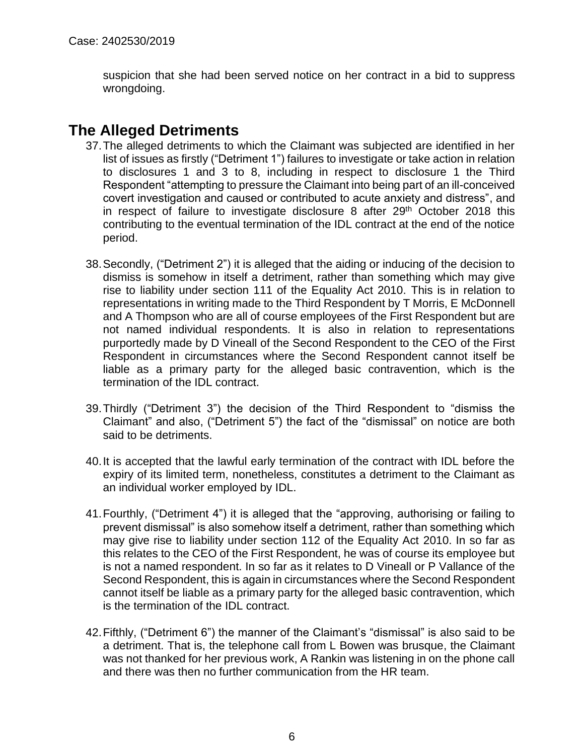suspicion that she had been served notice on her contract in a bid to suppress wrongdoing.

## The Alleged Detriments

37. The alleged detriments to which the Claimant was subjected are identified in her list of issues as firstly ("Detriment 1") failures to investigate or take action in relation to disclosures 1 and 3 to 8, including in respect to disclosure 1 the Third Respondent "attempting to pressure the Claimant into being part of an ill-conceived covert investigation and caused or contributed to acute anxiety and distress", and in respect of failure to investigate disclosure 8 after 29th October 2018 this contributing to the eventual termination of the IDL contract at the end of the notice period.

38. Secondly, ("Detriment 2") it is alleged that the aiding or inducing of the decision to dismiss is somehow in itself a detriment, rather than something which may give rise to liability under section 111 of the Equality Act 2010. This is in relation to representations in writing made to the Third Respondent by T Morris, E McDonnell and A Thompson who are all of course employees of the First Respondent but are not named individual respondents. It is also in relation to representations purportedly made by D Vineall of the Second Respondent to the CEO of the First Respondent in circumstances where the Second Respondent cannot itself be liable as a primary party for the alleged basic contravention, which is the termination of the IDL contract.

39. Thirdly ("Detriment 3") the decision of the Third Respondent to "dismiss the Claimant" and also, ("Detriment 5") the fact of the "dismissal" on notice are both said to be detriments.

40. It is accepted that the lawful early termination of the contract with IDL before the expiry of its limited term, nonetheless, constitutes a detriment to the Claimant as an individual worker employed by IDL.

41. Fourthly, ("Detriment 4") it is alleged that the "approving, authorising or failing to prevent dismissal" is also somehow itself a detriment, rather than something which may give rise to liability under section 112 of the Equality Act 2010. In so far as this relates to the CEO of the First Respondent, he was of course its employee but is not a named respondent. In so far as it relates to D Vineall or P Vallance of the Second Respondent, this is again in circumstances where the Second Respondent cannot itself be liable as a primary party for the alleged basic contravention, which is the termination of the IDL contract.

42. Fifthly, ("Detriment 6") the manner of the Claimant's "dismissal" is also said to be a detriment. That is, the telephone call from L Bowen was brusque, the Claimant was not thanked for her previous work, A Rankin was listening in on the phone call and there was then no further communication from the HR team.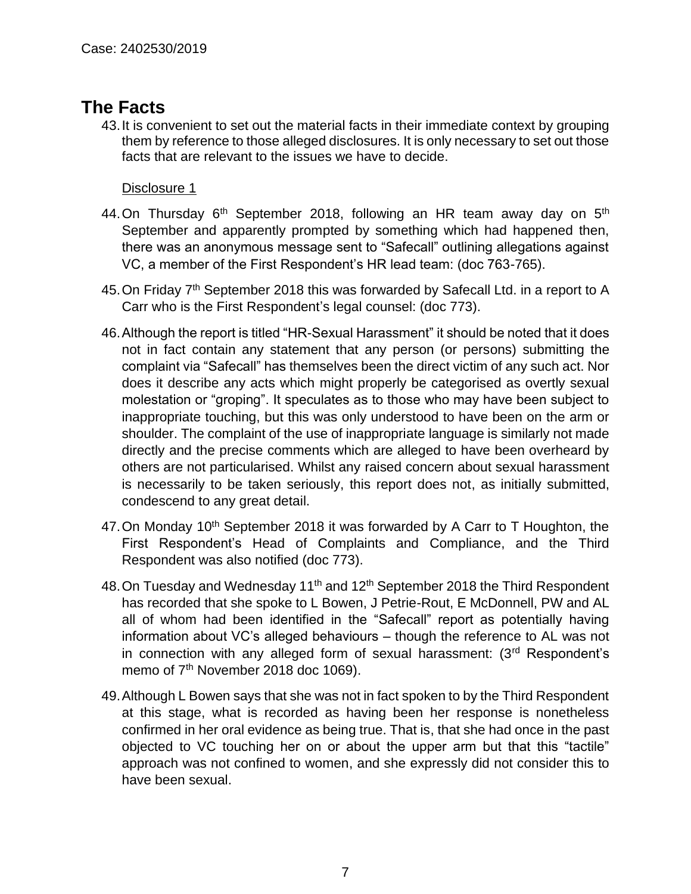## The Facts

43. It is convenient to set out the material facts in their immediate context by grouping them by reference to those alleged disclosures. It is only necessary to set out those facts that are relevant to the issues we have to decide.

Disclosure 1

44. On Thursday 6th September 2018, following an HR team away day on 5th September and apparently prompted by something which had happened then, there was an anonymous message sent to "Safecall" outlining allegations against VC, a member of the First Respondent's HR lead team: (doc 763-765).

45. On Friday 7th September 2018 this was forwarded by Safecall Ltd. in a report to A Carr who is the First Respondent's legal counsel: (doc 773).

46. Although the report is titled "HR-Sexual Harassment" it should be noted that it does not in fact contain any statement that any person (or persons) submitting the complaint via "Safecall" has themselves been the direct victim of any such act. Nor does it describe any acts which might properly be categorised as overtly sexual molestation or "groping". It speculates as to those who may have been subject to inappropriate touching, but this was only understood to have been on the arm or shoulder. The complaint of the use of inappropriate language is similarly not made directly and the precise comments which are alleged to have been overheard by others are not particularised. Whilst any raised concern about sexual harassment is necessarily to be taken seriously, this report does not, as initially submitted, condescend to any great detail.

47. On Monday 10th September 2018 it was forwarded by A Carr to T Houghton, the First Respondent's Head of Complaints and Compliance, and the Third Respondent was also notified (doc 773).

48. On Tuesday and Wednesday 11th and 12th September 2018 the Third Respondent has recorded that she spoke to L Bowen, J Petrie-Rout, E McDonnell, PW and AL all of whom had been identified in the "Safecall" report as potentially having information about VC's alleged behaviours – though the reference to AL was not in connection with any alleged form of sexual harassment: (3rd Respondent's memo of 7th November 2018 doc 1069).

49. Although L Bowen says that she was not in fact spoken to by the Third Respondent at this stage, what is recorded as having been her response is nonetheless confirmed in her oral evidence as being true. That is, that she had once in the past objected to VC touching her on or about the upper arm but that this "tactile" approach was not confined to women, and she expressly did not consider this to have been sexual.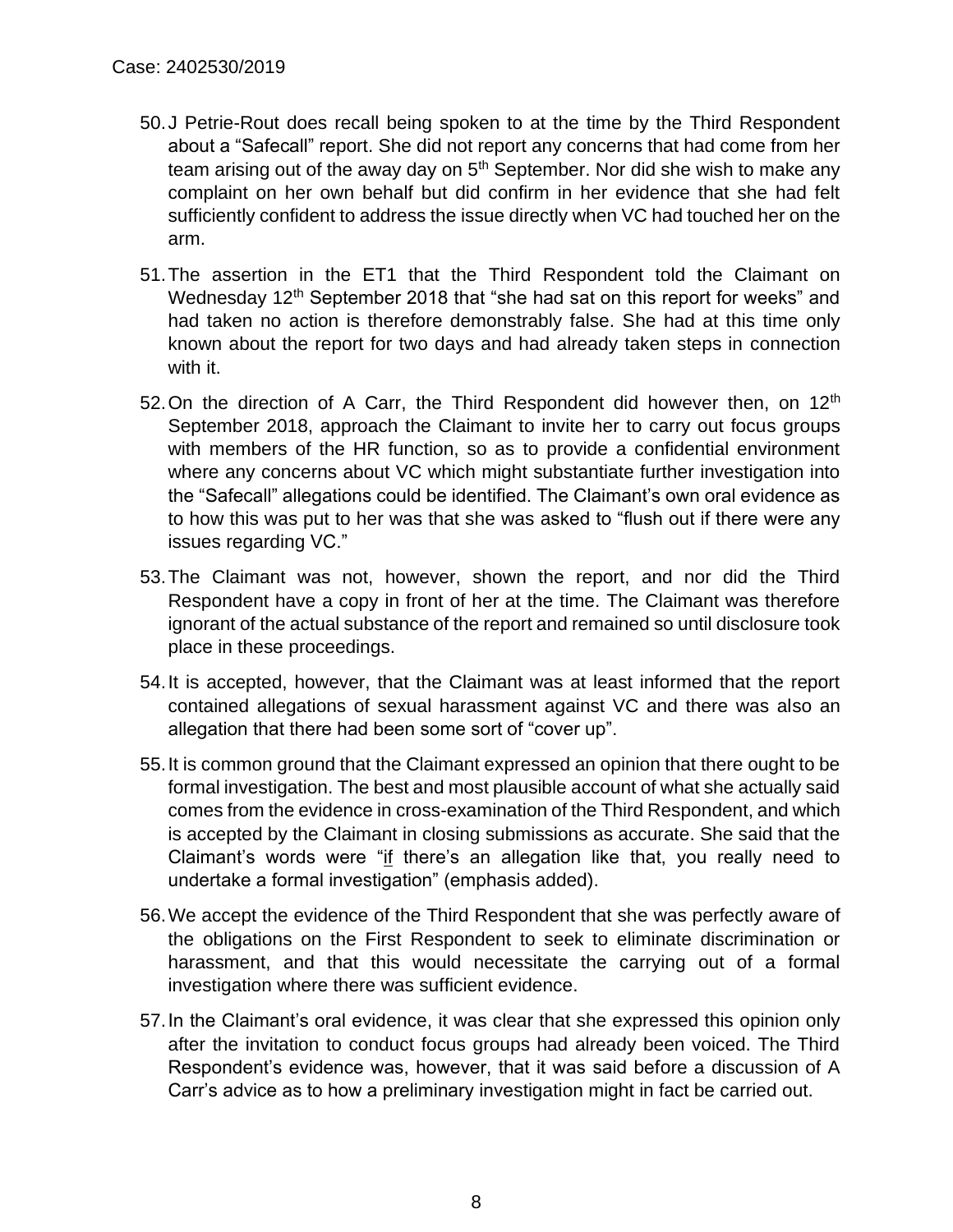50. J Petrie-Rout does recall being spoken to at the time by the Third Respondent about a "Safecall" report. She did not report any concerns that had come from her team arising out of the away day on 5th September. Nor did she wish to make any complaint on her own behalf but did confirm in her evidence that she had felt sufficiently confident to address the issue directly when VC had touched her on the arm.

51. The assertion in the ET1 that the Third Respondent told the Claimant on Wednesday 12th September 2018 that "she had sat on this report for weeks" and had taken no action is therefore demonstrably false. She had at this time only known about the report for two days and had already taken steps in connection with it.

52. On the direction of A Carr, the Third Respondent did however then, on 12th September 2018, approach the Claimant to invite her to carry out focus groups with members of the HR function, so as to provide a confidential environment where any concerns about VC which might substantiate further investigation into the "Safecall" allegations could be identified. The Claimant's own oral evidence as to how this was put to her was that she was asked to "flush out if there were any issues regarding VC."

53. The Claimant was not, however, shown the report, and nor did the Third Respondent have a copy in front of her at the time. The Claimant was therefore ignorant of the actual substance of the report and remained so until disclosure took place in these proceedings.

54. It is accepted, however, that the Claimant was at least informed that the report contained allegations of sexual harassment against VC and there was also an allegation that there had been some sort of "cover up".

55. It is common ground that the Claimant expressed an opinion that there ought to be formal investigation. The best and most plausible account of what she actually said comes from the evidence in cross-examination of the Third Respondent, and which is accepted by the Claimant in closing submissions as accurate. She said that the Claimant's words were "<u>if</u> there's an allegation like that, you really need to undertake a formal investigation" (emphasis added).

56. We accept the evidence of the Third Respondent that she was perfectly aware of the obligations on the First Respondent to seek to eliminate discrimination or harassment, and that this would necessitate the carrying out of a formal investigation where there was sufficient evidence.

57. In the Claimant's oral evidence, it was clear that she expressed this opinion only after the invitation to conduct focus groups had already been voiced. The Third Respondent's evidence was, however, that it was said before a discussion of A Carr's advice as to how a preliminary investigation might in fact be carried out.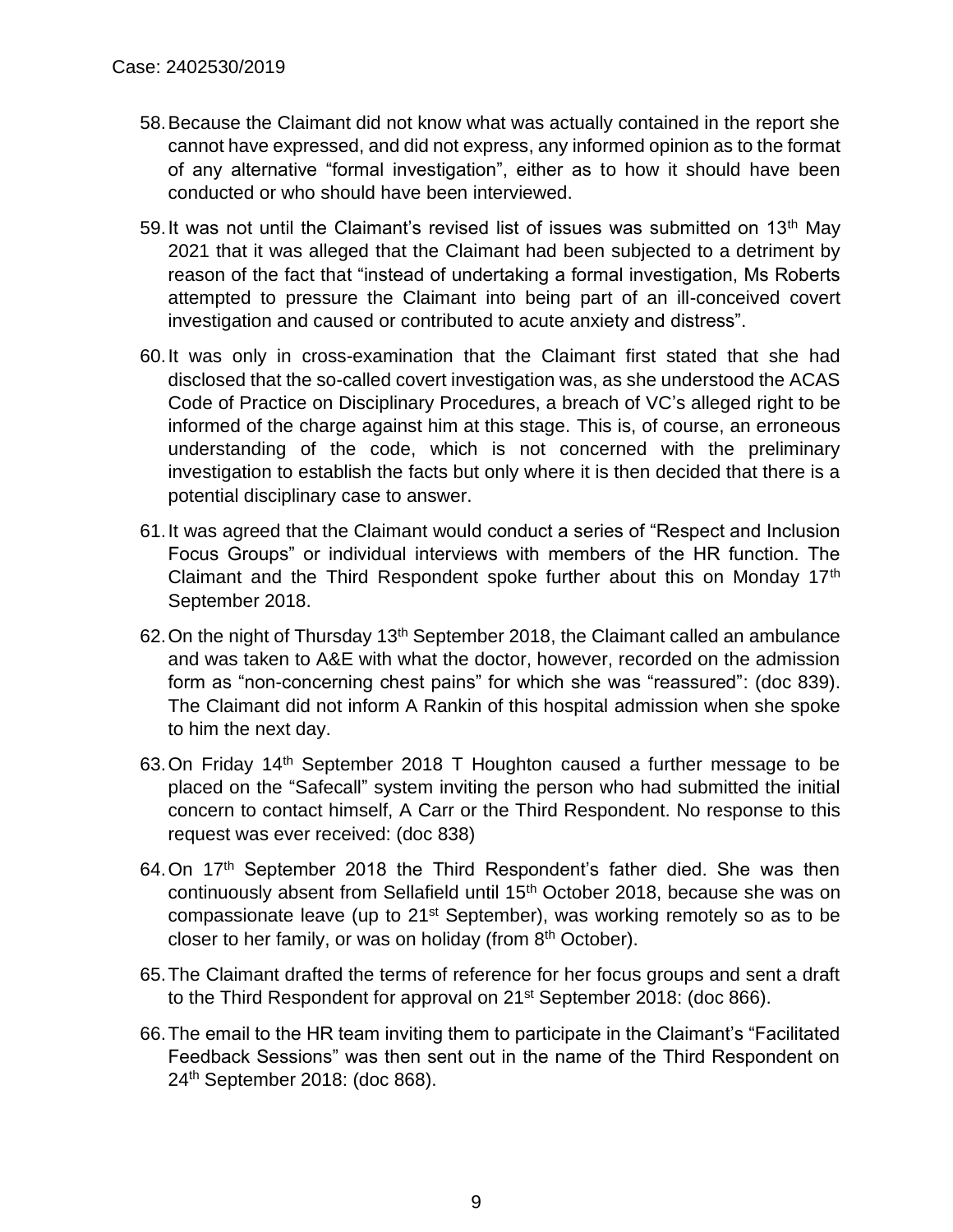58. Because the Claimant did not know what was actually contained in the report she cannot have expressed, and did not express, any informed opinion as to the format of any alternative "formal investigation", either as to how it should have been conducted or who should have been interviewed.

59. It was not until the Claimant's revised list of issues was submitted on 13th May 2021 that it was alleged that the Claimant had been subjected to a detriment by reason of the fact that "instead of undertaking a formal investigation, Ms Roberts attempted to pressure the Claimant into being part of an ill-conceived covert investigation and caused or contributed to acute anxiety and distress".

60. It was only in cross-examination that the Claimant first stated that she had disclosed that the so-called covert investigation was, as she understood the ACAS Code of Practice on Disciplinary Procedures, a breach of VC's alleged right to be informed of the charge against him at this stage. This is, of course, an erroneous understanding of the code, which is not concerned with the preliminary investigation to establish the facts but only where it is then decided that there is a potential disciplinary case to answer.

61. It was agreed that the Claimant would conduct a series of "Respect and Inclusion Focus Groups" or individual interviews with members of the HR function. The Claimant and the Third Respondent spoke further about this on Monday 17th September 2018.

62. On the night of Thursday 13th September 2018, the Claimant called an ambulance and was taken to A&E with what the doctor, however, recorded on the admission form as "non-concerning chest pains" for which she was "reassured": (doc 839). The Claimant did not inform A Rankin of this hospital admission when she spoke to him the next day.

63. On Friday 14th September 2018 T Houghton caused a further message to be placed on the "Safecall" system inviting the person who had submitted the initial concern to contact himself, A Carr or the Third Respondent. No response to this request was ever received: (doc 838)

64. On 17th September 2018 the Third Respondent's father died. She was then continuously absent from Sellafield until 15th October 2018, because she was on compassionate leave (up to 21st September), was working remotely so as to be closer to her family, or was on holiday (from 8th October).

65. The Claimant drafted the terms of reference for her focus groups and sent a draft to the Third Respondent for approval on 21st September 2018: (doc 866).

66. The email to the HR team inviting them to participate in the Claimant's "Facilitated Feedback Sessions" was then sent out in the name of the Third Respondent on 24th September 2018: (doc 868).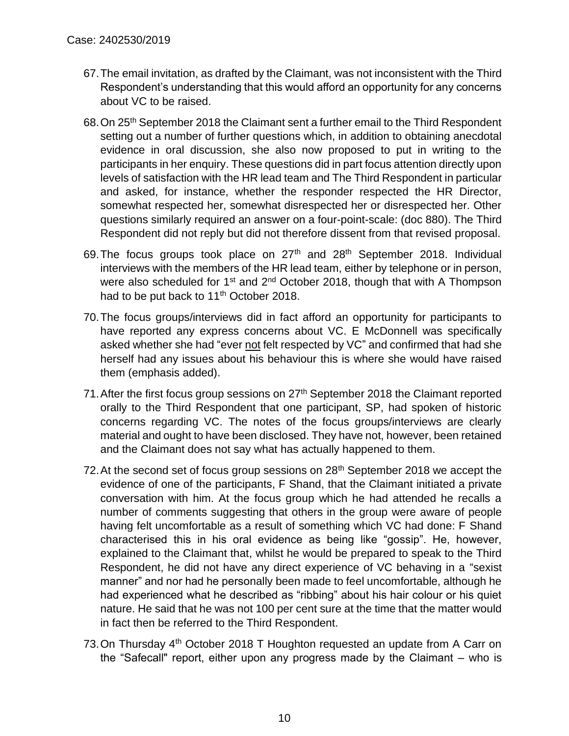67. The email invitation, as drafted by the Claimant, was not inconsistent with the Third Respondent's understanding that this would afford an opportunity for any concerns about VC to be raised.

68. On 25th September 2018 the Claimant sent a further email to the Third Respondent setting out a number of further questions which, in addition to obtaining anecdotal evidence in oral discussion, she also now proposed to put in writing to the participants in her enquiry. These questions did in part focus attention directly upon levels of satisfaction with the HR lead team and The Third Respondent in particular and asked, for instance, whether the responder respected the HR Director, somewhat respected her, somewhat disrespected her or disrespected her. Other questions similarly required an answer on a four-point-scale: (doc 880). The Third Respondent did not reply but did not therefore dissent from that revised proposal.

69. The focus groups took place on 27th and 28th September 2018. Individual interviews with the members of the HR lead team, either by telephone or in person, were also scheduled for 1st and 2nd October 2018, though that with A Thompson had to be put back to 11th October 2018.

70. The focus groups/interviews did in fact afford an opportunity for participants to have reported any express concerns about VC. E McDonnell was specifically asked whether she had "ever <u>not</u> felt respected by VC" and confirmed that had she herself had any issues about his behaviour this is where she would have raised them (emphasis added).

71. After the first focus group sessions on 27th September 2018 the Claimant reported orally to the Third Respondent that one participant, SP, had spoken of historic concerns regarding VC. The notes of the focus groups/interviews are clearly material and ought to have been disclosed. They have not, however, been retained and the Claimant does not say what has actually happened to them.

72. At the second set of focus group sessions on 28th September 2018 we accept the evidence of one of the participants, F Shand, that the Claimant initiated a private conversation with him. At the focus group which he had attended he recalls a number of comments suggesting that others in the group were aware of people having felt uncomfortable as a result of something which VC had done: F Shand characterised this in his oral evidence as being like "gossip". He, however, explained to the Claimant that, whilst he would be prepared to speak to the Third Respondent, he did not have any direct experience of VC behaving in a "sexist manner" and nor had he personally been made to feel uncomfortable, although he had experienced what he described as "ribbing" about his hair colour or his quiet nature. He said that he was not 100 per cent sure at the time that the matter would in fact then be referred to the Third Respondent.

73. On Thursday 4th October 2018 T Houghton requested an update from A Carr on the "Safecall" report, either upon any progress made by the Claimant – who is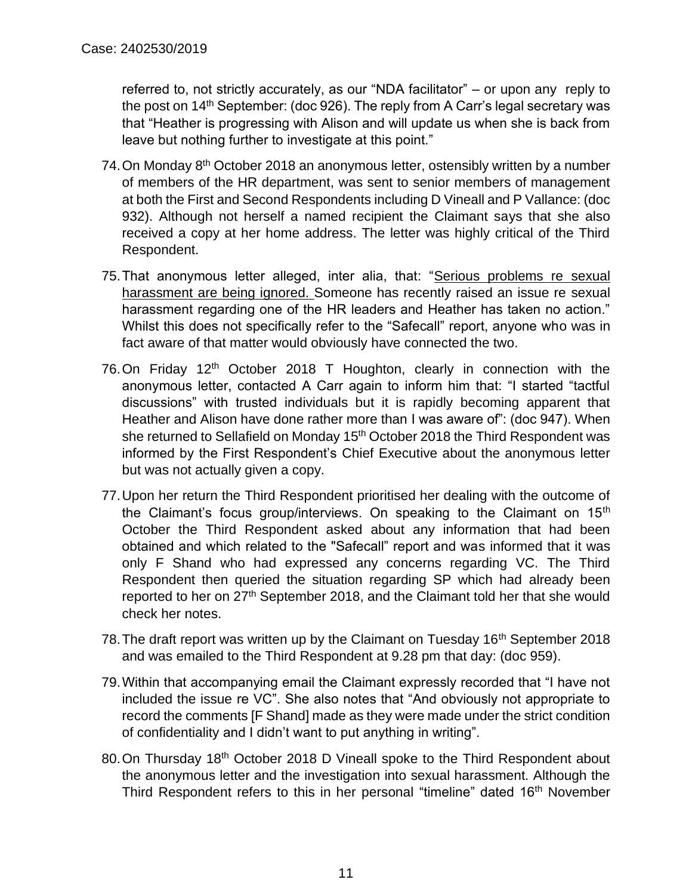referred to, not strictly accurately, as our "NDA facilitator" – or upon any reply to the post on 14th September: (doc 926). The reply from A Carr's legal secretary was that "Heather is progressing with Alison and will update us when she is back from leave but nothing further to investigate at this point."

74. On Monday 8th October 2018 an anonymous letter, ostensibly written by a number of members of the HR department, was sent to senior members of management at both the First and Second Respondents including D Vineall and P Vallance: (doc 932). Although not herself a named recipient the Claimant says that she also received a copy at her home address. The letter was highly critical of the Third Respondent.

75. That anonymous letter alleged, inter alia, that: "<u>Serious problems re sexual harassment are being ignored.</u> Someone has recently raised an issue re sexual harassment regarding one of the HR leaders and Heather has taken no action." Whilst this does not specifically refer to the "Safecall" report, anyone who was in fact aware of that matter would obviously have connected the two.

76. On Friday 12th October 2018 T Houghton, clearly in connection with the anonymous letter, contacted A Carr again to inform him that: "I started "tactful discussions" with trusted individuals but it is rapidly becoming apparent that Heather and Alison have done rather more than I was aware of": (doc 947). When she returned to Sellafield on Monday 15th October 2018 the Third Respondent was informed by the First Respondent's Chief Executive about the anonymous letter but was not actually given a copy.

77. Upon her return the Third Respondent prioritised her dealing with the outcome of the Claimant's focus group/interviews. On speaking to the Claimant on 15th October the Third Respondent asked about any information that had been obtained and which related to the "Safecall" report and was informed that it was only F Shand who had expressed any concerns regarding VC. The Third Respondent then queried the situation regarding SP which had already been reported to her on 27th September 2018, and the Claimant told her that she would check her notes.

78. The draft report was written up by the Claimant on Tuesday 16th September 2018 and was emailed to the Third Respondent at 9.28 pm that day: (doc 959).

79. Within that accompanying email the Claimant expressly recorded that "I have not included the issue re VC". She also notes that "And obviously not appropriate to record the comments [F Shand] made as they were made under the strict condition of confidentiality and I didn't want to put anything in writing".

80. On Thursday 18th October 2018 D Vineall spoke to the Third Respondent about the anonymous letter and the investigation into sexual harassment. Although the Third Respondent refers to this in her personal "timeline" dated 16th November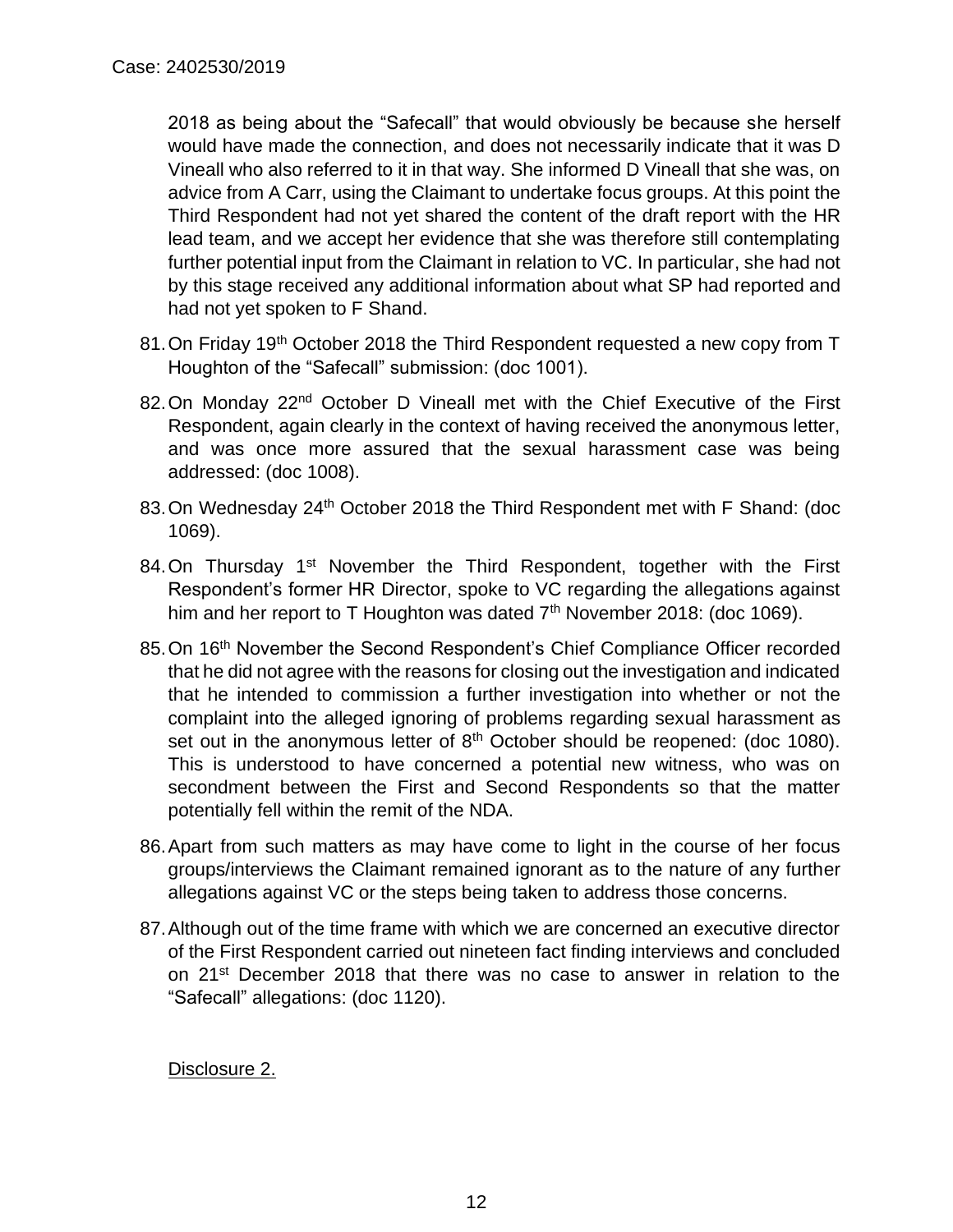2018 as being about the "Safecall" that would obviously be because she herself would have made the connection, and does not necessarily indicate that it was D Vineall who also referred to it in that way. She informed D Vineall that she was, on advice from A Carr, using the Claimant to undertake focus groups. At this point the Third Respondent had not yet shared the content of the draft report with the HR lead team, and we accept her evidence that she was therefore still contemplating further potential input from the Claimant in relation to VC. In particular, she had not by this stage received any additional information about what SP had reported and had not yet spoken to F Shand.

81. On Friday 19th October 2018 the Third Respondent requested a new copy from T Houghton of the "Safecall" submission: (doc 1001).

82. On Monday 22nd October D Vineall met with the Chief Executive of the First Respondent, again clearly in the context of having received the anonymous letter, and was once more assured that the sexual harassment case was being addressed: (doc 1008).

83. On Wednesday 24th October 2018 the Third Respondent met with F Shand: (doc 1069).

84. On Thursday 1st November the Third Respondent, together with the First Respondent's former HR Director, spoke to VC regarding the allegations against him and her report to T Houghton was dated 7th November 2018: (doc 1069).

85. On 16th November the Second Respondent's Chief Compliance Officer recorded that he did not agree with the reasons for closing out the investigation and indicated that he intended to commission a further investigation into whether or not the complaint into the alleged ignoring of problems regarding sexual harassment as set out in the anonymous letter of 8th October should be reopened: (doc 1080). This is understood to have concerned a potential new witness, who was on secondment between the First and Second Respondents so that the matter potentially fell within the remit of the NDA.

86. Apart from such matters as may have come to light in the course of her focus groups/interviews the Claimant remained ignorant as to the nature of any further allegations against VC or the steps being taken to address those concerns.

87. Although out of the time frame with which we are concerned an executive director of the First Respondent carried out nineteen fact finding interviews and concluded on 21st December 2018 that there was no case to answer in relation to the "Safecall" allegations: (doc 1120).

<u>Disclosure 2.</u>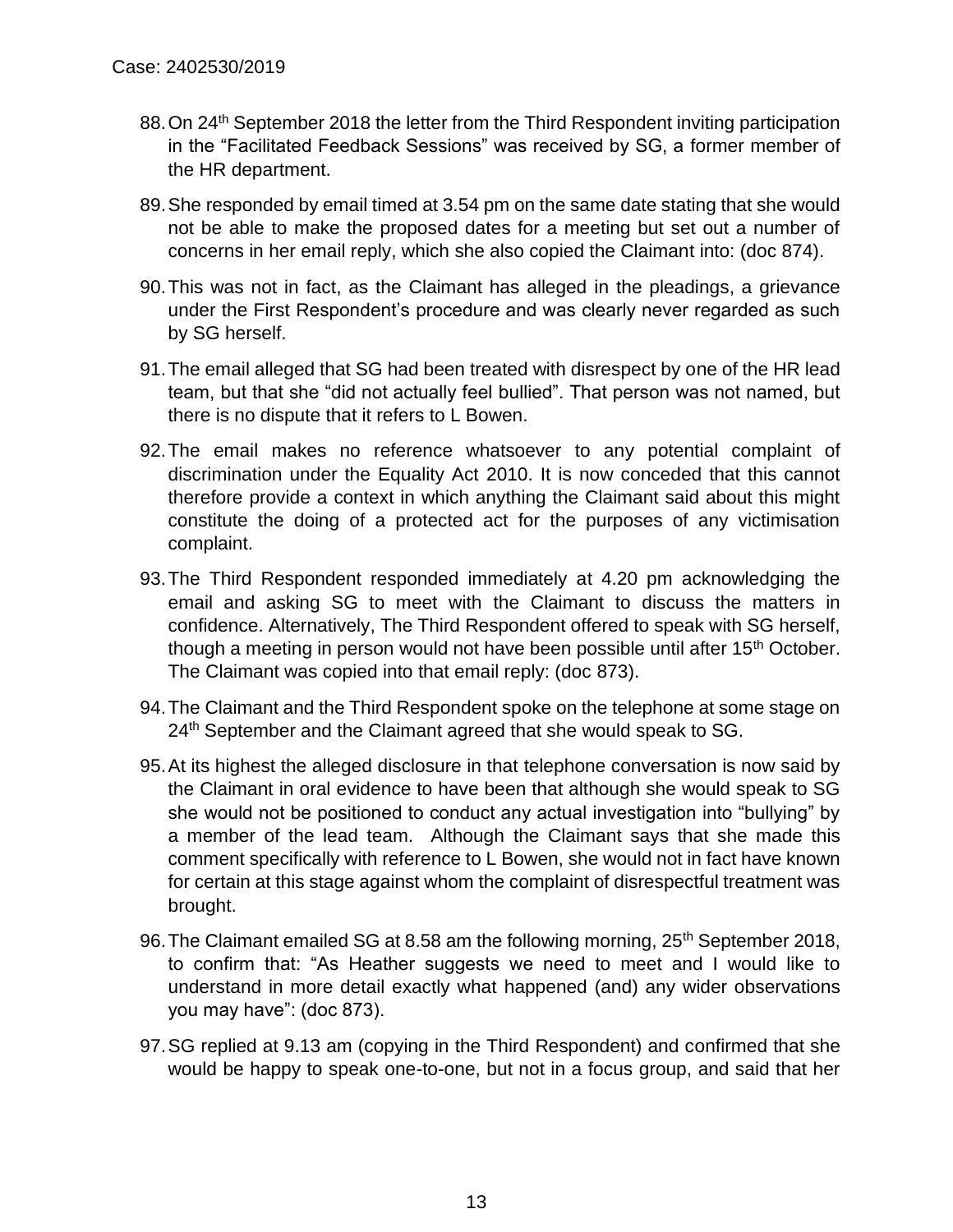88. On 24th September 2018 the letter from the Third Respondent inviting participation in the "Facilitated Feedback Sessions" was received by SG, a former member of the HR department.

89. She responded by email timed at 3.54 pm on the same date stating that she would not be able to make the proposed dates for a meeting but set out a number of concerns in her email reply, which she also copied the Claimant into: (doc 874).

90. This was not in fact, as the Claimant has alleged in the pleadings, a grievance under the First Respondent's procedure and was clearly never regarded as such by SG herself.

91. The email alleged that SG had been treated with disrespect by one of the HR lead team, but that she "did not actually feel bullied". That person was not named, but there is no dispute that it refers to L Bowen.

92. The email makes no reference whatsoever to any potential complaint of discrimination under the Equality Act 2010. It is now conceded that this cannot therefore provide a context in which anything the Claimant said about this might constitute the doing of a protected act for the purposes of any victimisation complaint.

93. The Third Respondent responded immediately at 4.20 pm acknowledging the email and asking SG to meet with the Claimant to discuss the matters in confidence. Alternatively, The Third Respondent offered to speak with SG herself, though a meeting in person would not have been possible until after 15th October. The Claimant was copied into that email reply: (doc 873).

94. The Claimant and the Third Respondent spoke on the telephone at some stage on 24th September and the Claimant agreed that she would speak to SG.

95. At its highest the alleged disclosure in that telephone conversation is now said by the Claimant in oral evidence to have been that although she would speak to SG she would not be positioned to conduct any actual investigation into "bullying" by a member of the lead team. Although the Claimant says that she made this comment specifically with reference to L Bowen, she would not in fact have known for certain at this stage against whom the complaint of disrespectful treatment was brought.

96. The Claimant emailed SG at 8.58 am the following morning, 25th September 2018, to confirm that: "As Heather suggests we need to meet and I would like to understand in more detail exactly what happened (and) any wider observations you may have": (doc 873).

97. SG replied at 9.13 am (copying in the Third Respondent) and confirmed that she would be happy to speak one-to-one, but not in a focus group, and said that her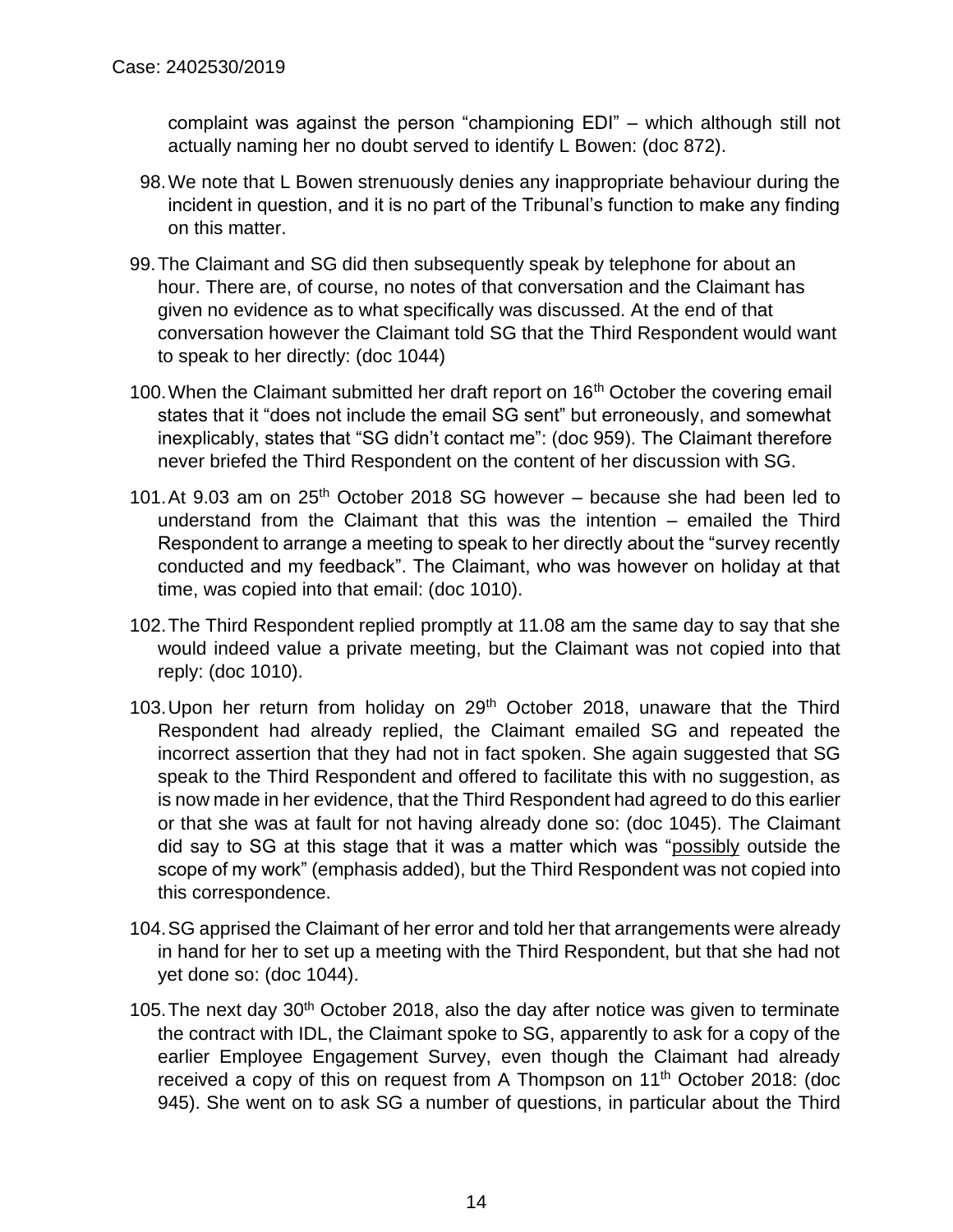complaint was against the person "championing EDI" – which although still not actually naming her no doubt served to identify L Bowen: (doc 872).

98. We note that L Bowen strenuously denies any inappropriate behaviour during the incident in question, and it is no part of the Tribunal's function to make any finding on this matter.

99. The Claimant and SG did then subsequently speak by telephone for about an hour. There are, of course, no notes of that conversation and the Claimant has given no evidence as to what specifically was discussed. At the end of that conversation however the Claimant told SG that the Third Respondent would want to speak to her directly: (doc 1044)

100. When the Claimant submitted her draft report on 16th October the covering email states that it "does not include the email SG sent" but erroneously, and somewhat inexplicably, states that "SG didn't contact me": (doc 959). The Claimant therefore never briefed the Third Respondent on the content of her discussion with SG.

101. At 9.03 am on 25th October 2018 SG however – because she had been led to understand from the Claimant that this was the intention – emailed the Third Respondent to arrange a meeting to speak to her directly about the "survey recently conducted and my feedback". The Claimant, who was however on holiday at that time, was copied into that email: (doc 1010).

102. The Third Respondent replied promptly at 11.08 am the same day to say that she would indeed value a private meeting, but the Claimant was not copied into that reply: (doc 1010).

103. Upon her return from holiday on 29th October 2018, unaware that the Third Respondent had already replied, the Claimant emailed SG and repeated the incorrect assertion that they had not in fact spoken. She again suggested that SG speak to the Third Respondent and offered to facilitate this with no suggestion, as is now made in her evidence, that the Third Respondent had agreed to do this earlier or that she was at fault for not having already done so: (doc 1045). The Claimant did say to SG at this stage that it was a matter which was "<u>possibly</u> outside the scope of my work" (emphasis added), but the Third Respondent was not copied into this correspondence.

104. SG apprised the Claimant of her error and told her that arrangements were already in hand for her to set up a meeting with the Third Respondent, but that she had not yet done so: (doc 1044).

105. The next day 30th October 2018, also the day after notice was given to terminate the contract with IDL, the Claimant spoke to SG, apparently to ask for a copy of the earlier Employee Engagement Survey, even though the Claimant had already received a copy of this on request from A Thompson on 11th October 2018: (doc 945). She went on to ask SG a number of questions, in particular about the Third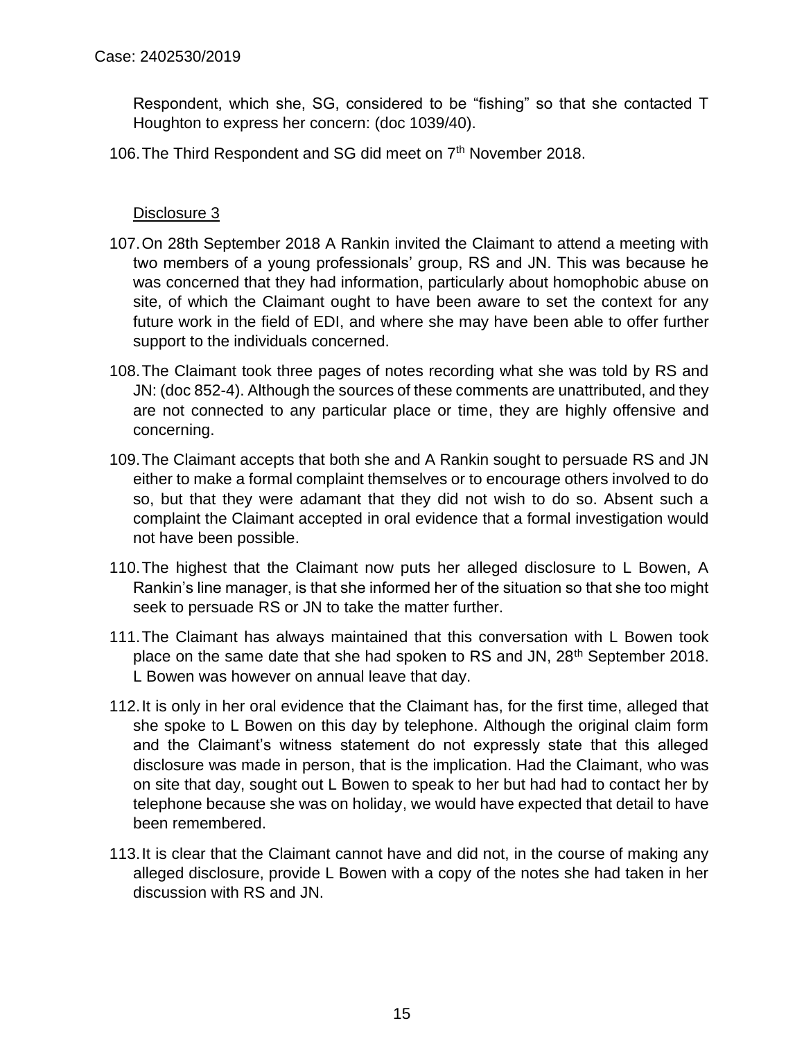Respondent, which she, SG, considered to be "fishing" so that she contacted T Houghton to express her concern: (doc 1039/40).

106. The Third Respondent and SG did meet on 7th November 2018.

Disclosure 3

107. On 28th September 2018 A Rankin invited the Claimant to attend a meeting with two members of a young professionals' group, RS and JN. This was because he was concerned that they had information, particularly about homophobic abuse on site, of which the Claimant ought to have been aware to set the context for any future work in the field of EDI, and where she may have been able to offer further support to the individuals concerned.

108. The Claimant took three pages of notes recording what she was told by RS and JN: (doc 852-4). Although the sources of these comments are unattributed, and they are not connected to any particular place or time, they are highly offensive and concerning.

109. The Claimant accepts that both she and A Rankin sought to persuade RS and JN either to make a formal complaint themselves or to encourage others involved to do so, but that they were adamant that they did not wish to do so. Absent such a complaint the Claimant accepted in oral evidence that a formal investigation would not have been possible.

110. The highest that the Claimant now puts her alleged disclosure to L Bowen, A Rankin's line manager, is that she informed her of the situation so that she too might seek to persuade RS or JN to take the matter further.

111. The Claimant has always maintained that this conversation with L Bowen took place on the same date that she had spoken to RS and JN, 28th September 2018. L Bowen was however on annual leave that day.

112. It is only in her oral evidence that the Claimant has, for the first time, alleged that she spoke to L Bowen on this day by telephone. Although the original claim form and the Claimant's witness statement do not expressly state that this alleged disclosure was made in person, that is the implication. Had the Claimant, who was on site that day, sought out L Bowen to speak to her but had had to contact her by telephone because she was on holiday, we would have expected that detail to have been remembered.

113. It is clear that the Claimant cannot have and did not, in the course of making any alleged disclosure, provide L Bowen with a copy of the notes she had taken in her discussion with RS and JN.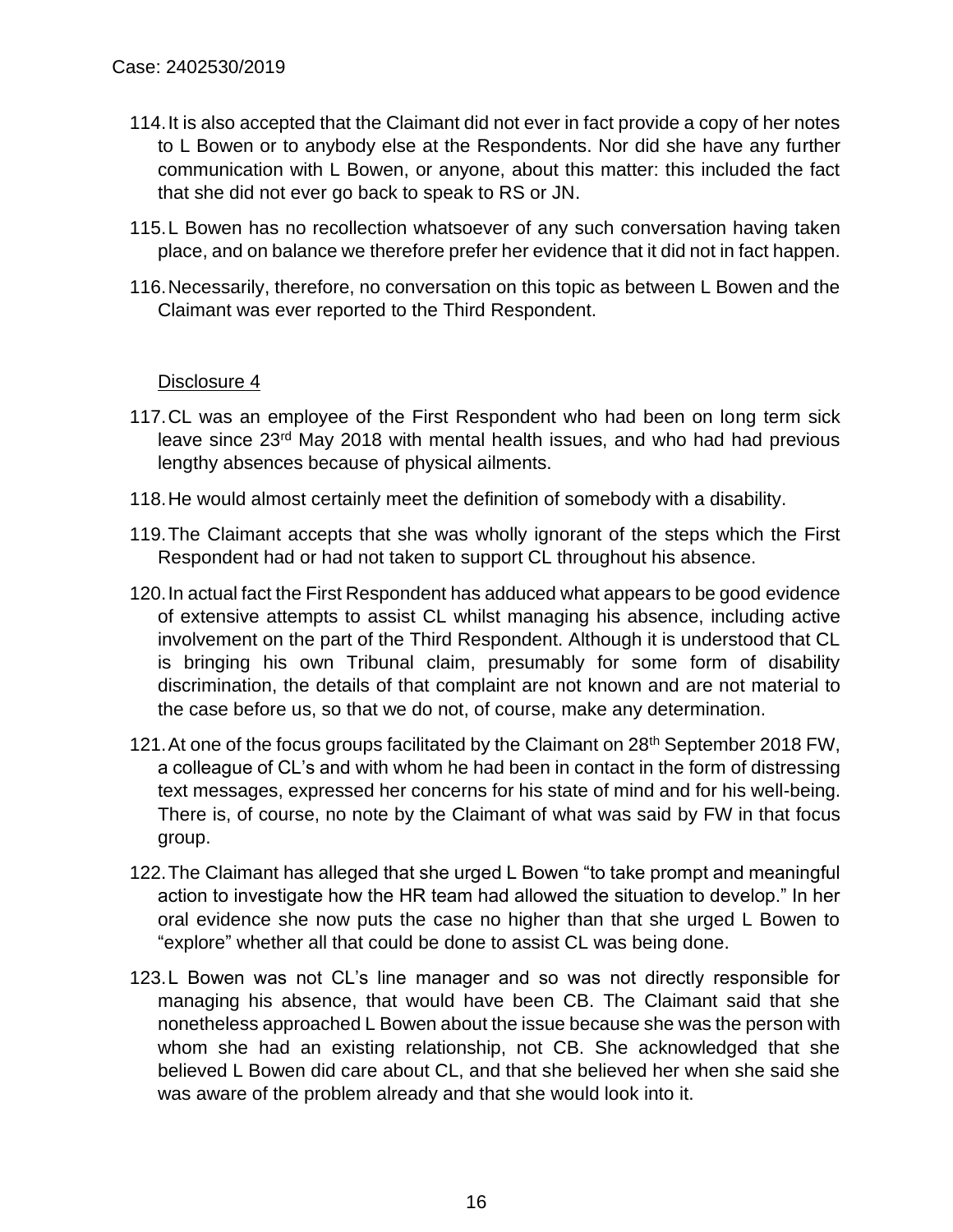114. It is also accepted that the Claimant did not ever in fact provide a copy of her notes to L Bowen or to anybody else at the Respondents. Nor did she have any further communication with L Bowen, or anyone, about this matter: this included the fact that she did not ever go back to speak to RS or JN.

115. L Bowen has no recollection whatsoever of any such conversation having taken place, and on balance we therefore prefer her evidence that it did not in fact happen.

116. Necessarily, therefore, no conversation on this topic as between L Bowen and the Claimant was ever reported to the Third Respondent.

Disclosure 4

117. CL was an employee of the First Respondent who had been on long term sick leave since 23rd May 2018 with mental health issues, and who had had previous lengthy absences because of physical ailments.

118. He would almost certainly meet the definition of somebody with a disability.

119. The Claimant accepts that she was wholly ignorant of the steps which the First Respondent had or had not taken to support CL throughout his absence.

120. In actual fact the First Respondent has adduced what appears to be good evidence of extensive attempts to assist CL whilst managing his absence, including active involvement on the part of the Third Respondent. Although it is understood that CL is bringing his own Tribunal claim, presumably for some form of disability discrimination, the details of that complaint are not known and are not material to the case before us, so that we do not, of course, make any determination.

121. At one of the focus groups facilitated by the Claimant on 28th September 2018 FW, a colleague of CL's and with whom he had been in contact in the form of distressing text messages, expressed her concerns for his state of mind and for his well-being. There is, of course, no note by the Claimant of what was said by FW in that focus group.

122. The Claimant has alleged that she urged L Bowen "to take prompt and meaningful action to investigate how the HR team had allowed the situation to develop." In her oral evidence she now puts the case no higher than that she urged L Bowen to "explore" whether all that could be done to assist CL was being done.

123. L Bowen was not CL's line manager and so was not directly responsible for managing his absence, that would have been CB. The Claimant said that she nonetheless approached L Bowen about the issue because she was the person with whom she had an existing relationship, not CB. She acknowledged that she believed L Bowen did care about CL, and that she believed her when she said she was aware of the problem already and that she would look into it.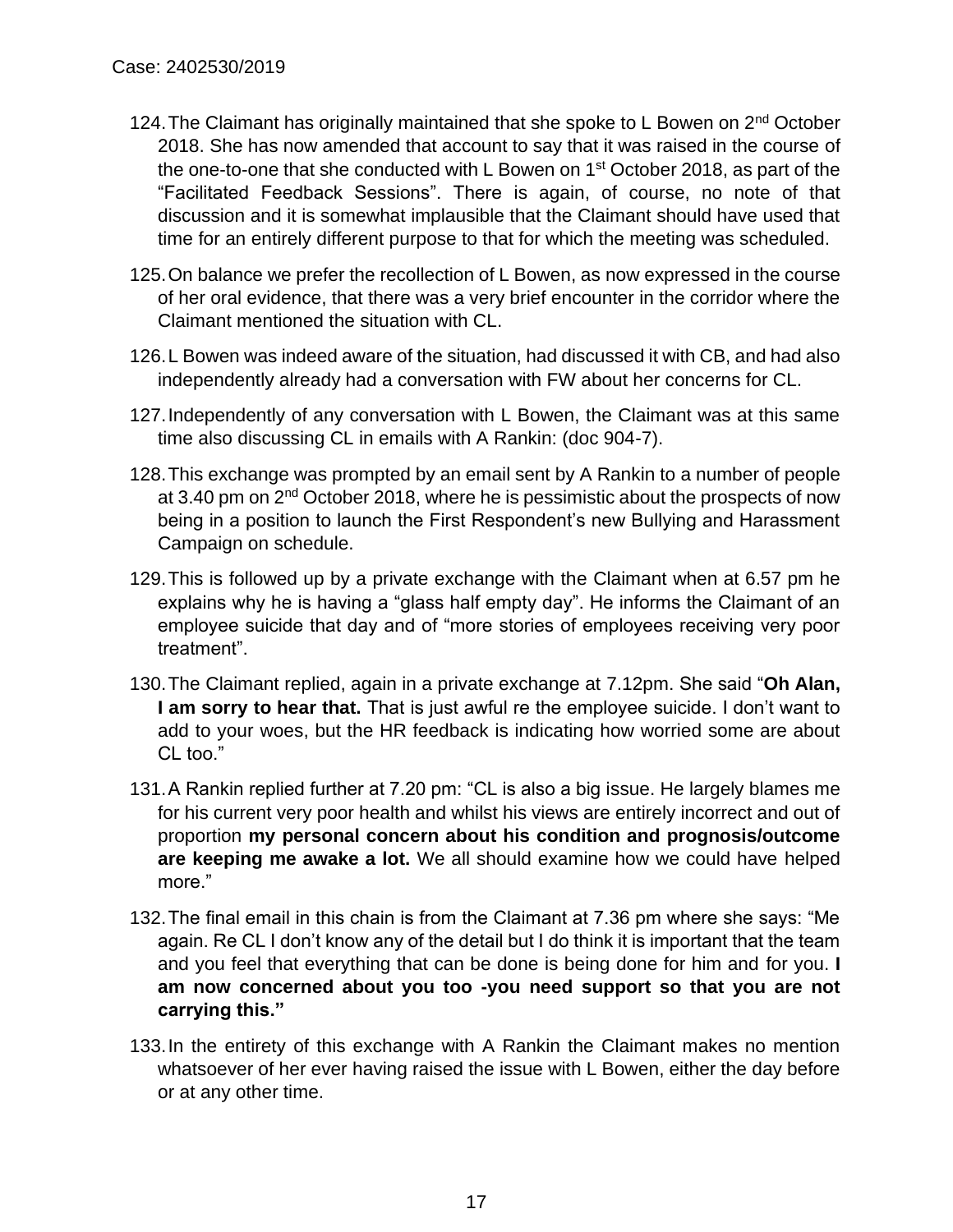124. The Claimant has originally maintained that she spoke to L Bowen on 2nd October 2018. She has now amended that account to say that it was raised in the course of the one-to-one that she conducted with L Bowen on 1st October 2018, as part of the "Facilitated Feedback Sessions". There is again, of course, no note of that discussion and it is somewhat implausible that the Claimant should have used that time for an entirely different purpose to that for which the meeting was scheduled.

125. On balance we prefer the recollection of L Bowen, as now expressed in the course of her oral evidence, that there was a very brief encounter in the corridor where the Claimant mentioned the situation with CL.

126. L Bowen was indeed aware of the situation, had discussed it with CB, and had also independently already had a conversation with FW about her concerns for CL.

127. Independently of any conversation with L Bowen, the Claimant was at this same time also discussing CL in emails with A Rankin: (doc 904-7).

128. This exchange was prompted by an email sent by A Rankin to a number of people at 3.40 pm on 2nd October 2018, where he is pessimistic about the prospects of now being in a position to launch the First Respondent's new Bullying and Harassment Campaign on schedule.

129. This is followed up by a private exchange with the Claimant when at 6.57 pm he explains why he is having a "glass half empty day". He informs the Claimant of an employee suicide that day and of "more stories of employees receiving very poor treatment".

130. The Claimant replied, again in a private exchange at 7.12pm. She said "**Oh Alan, I am sorry to hear that.** That is just awful re the employee suicide. I don't want to add to your woes, but the HR feedback is indicating how worried some are about CL too."

131. A Rankin replied further at 7.20 pm: "CL is also a big issue. He largely blames me for his current very poor health and whilst his views are entirely incorrect and out of proportion **my personal concern about his condition and prognosis/outcome are keeping me awake a lot.** We all should examine how we could have helped more."

132. The final email in this chain is from the Claimant at 7.36 pm where she says: "Me again. Re CL I don't know any of the detail but I do think it is important that the team and you feel that everything that can be done is being done for him and for you. **I am now concerned about you too -you need support so that you are not carrying this."**

133. In the entirety of this exchange with A Rankin the Claimant makes no mention whatsoever of her ever having raised the issue with L Bowen, either the day before or at any other time.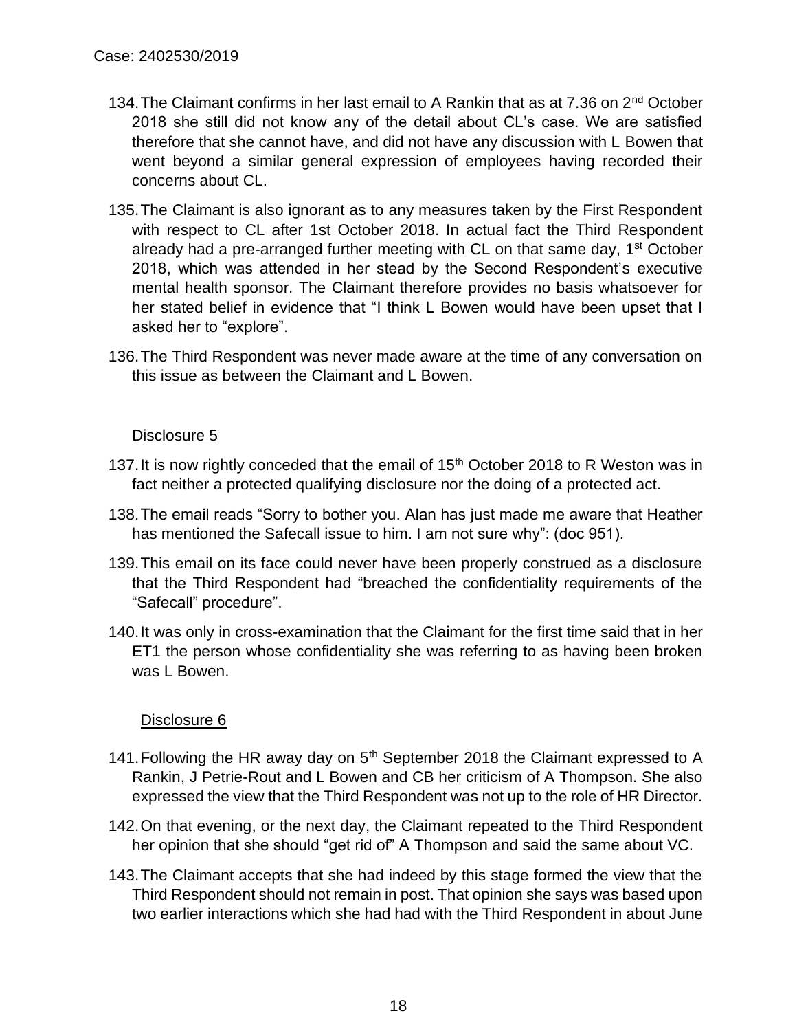134. The Claimant confirms in her last email to A Rankin that as at 7.36 on 2nd October 2018 she still did not know any of the detail about CL's case. We are satisfied therefore that she cannot have, and did not have any discussion with L Bowen that went beyond a similar general expression of employees having recorded their concerns about CL.

135. The Claimant is also ignorant as to any measures taken by the First Respondent with respect to CL after 1st October 2018. In actual fact the Third Respondent already had a pre-arranged further meeting with CL on that same day, 1st October 2018, which was attended in her stead by the Second Respondent's executive mental health sponsor. The Claimant therefore provides no basis whatsoever for her stated belief in evidence that "I think L Bowen would have been upset that I asked her to "explore".

136. The Third Respondent was never made aware at the time of any conversation on this issue as between the Claimant and L Bowen.

Disclosure 5

137. It is now rightly conceded that the email of 15th October 2018 to R Weston was in fact neither a protected qualifying disclosure nor the doing of a protected act.

138. The email reads "Sorry to bother you. Alan has just made me aware that Heather has mentioned the Safecall issue to him. I am not sure why": (doc 951).

139. This email on its face could never have been properly construed as a disclosure that the Third Respondent had "breached the confidentiality requirements of the "Safecall" procedure".

140. It was only in cross-examination that the Claimant for the first time said that in her ET1 the person whose confidentiality she was referring to as having been broken was L Bowen.

Disclosure 6

141. Following the HR away day on 5th September 2018 the Claimant expressed to A Rankin, J Petrie-Rout and L Bowen and CB her criticism of A Thompson. She also expressed the view that the Third Respondent was not up to the role of HR Director.

142. On that evening, or the next day, the Claimant repeated to the Third Respondent her opinion that she should "get rid of" A Thompson and said the same about VC.

143. The Claimant accepts that she had indeed by this stage formed the view that the Third Respondent should not remain in post. That opinion she says was based upon two earlier interactions which she had had with the Third Respondent in about June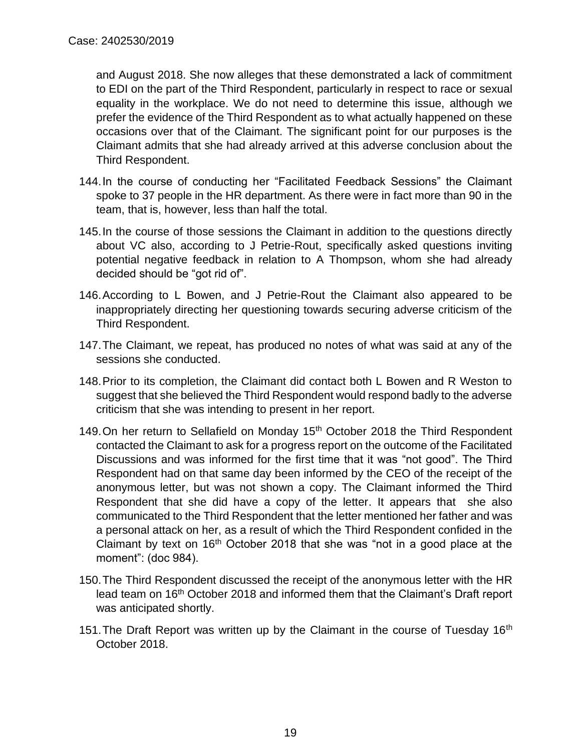and August 2018. She now alleges that these demonstrated a lack of commitment to EDI on the part of the Third Respondent, particularly in respect to race or sexual equality in the workplace. We do not need to determine this issue, although we prefer the evidence of the Third Respondent as to what actually happened on these occasions over that of the Claimant. The significant point for our purposes is the Claimant admits that she had already arrived at this adverse conclusion about the Third Respondent.

144. In the course of conducting her "Facilitated Feedback Sessions" the Claimant spoke to 37 people in the HR department. As there were in fact more than 90 in the team, that is, however, less than half the total.

145. In the course of those sessions the Claimant in addition to the questions directly about VC also, according to J Petrie-Rout, specifically asked questions inviting potential negative feedback in relation to A Thompson, whom she had already decided should be "got rid of".

146. According to L Bowen, and J Petrie-Rout the Claimant also appeared to be inappropriately directing her questioning towards securing adverse criticism of the Third Respondent.

147. The Claimant, we repeat, has produced no notes of what was said at any of the sessions she conducted.

148. Prior to its completion, the Claimant did contact both L Bowen and R Weston to suggest that she believed the Third Respondent would respond badly to the adverse criticism that she was intending to present in her report.

149. On her return to Sellafield on Monday 15th October 2018 the Third Respondent contacted the Claimant to ask for a progress report on the outcome of the Facilitated Discussions and was informed for the first time that it was "not good". The Third Respondent had on that same day been informed by the CEO of the receipt of the anonymous letter, but was not shown a copy. The Claimant informed the Third Respondent that she did have a copy of the letter. It appears that she also communicated to the Third Respondent that the letter mentioned her father and was a personal attack on her, as a result of which the Third Respondent confided in the Claimant by text on 16th October 2018 that she was "not in a good place at the moment": (doc 984).

150. The Third Respondent discussed the receipt of the anonymous letter with the HR lead team on 16th October 2018 and informed them that the Claimant's Draft report was anticipated shortly.

151. The Draft Report was written up by the Claimant in the course of Tuesday 16th October 2018.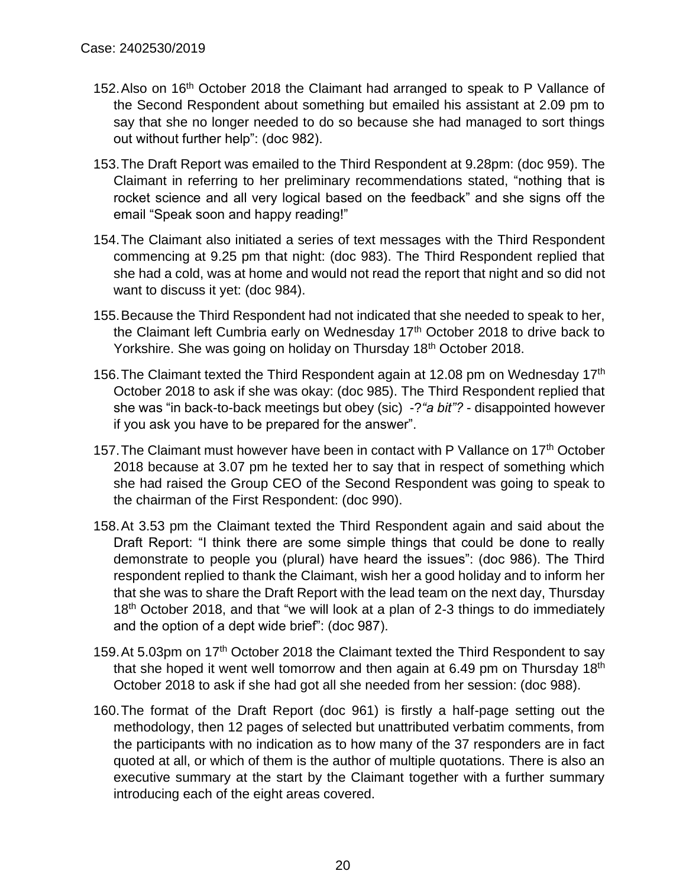152. Also on 16th October 2018 the Claimant had arranged to speak to P Vallance of the Second Respondent about something but emailed his assistant at 2.09 pm to say that she no longer needed to do so because she had managed to sort things out without further help": (doc 982).

153. The Draft Report was emailed to the Third Respondent at 9.28pm: (doc 959). The Claimant in referring to her preliminary recommendations stated, "nothing that is rocket science and all very logical based on the feedback" and she signs off the email "Speak soon and happy reading!"

154. The Claimant also initiated a series of text messages with the Third Respondent commencing at 9.25 pm that night: (doc 983). The Third Respondent replied that she had a cold, was at home and would not read the report that night and so did not want to discuss it yet: (doc 984).

155. Because the Third Respondent had not indicated that she needed to speak to her, the Claimant left Cumbria early on Wednesday 17th October 2018 to drive back to Yorkshire. She was going on holiday on Thursday 18th October 2018.

156. The Claimant texted the Third Respondent again at 12.08 pm on Wednesday 17th October 2018 to ask if she was okay: (doc 985). The Third Respondent replied that she was "in back-to-back meetings but obey (sic) -?*"a bit"?* - disappointed however if you ask you have to be prepared for the answer".

157. The Claimant must however have been in contact with P Vallance on 17th October 2018 because at 3.07 pm he texted her to say that in respect of something which she had raised the Group CEO of the Second Respondent was going to speak to the chairman of the First Respondent: (doc 990).

158. At 3.53 pm the Claimant texted the Third Respondent again and said about the Draft Report: "I think there are some simple things that could be done to really demonstrate to people you (plural) have heard the issues": (doc 986). The Third respondent replied to thank the Claimant, wish her a good holiday and to inform her that she was to share the Draft Report with the lead team on the next day, Thursday 18th October 2018, and that "we will look at a plan of 2-3 things to do immediately and the option of a dept wide brief": (doc 987).

159. At 5.03pm on 17th October 2018 the Claimant texted the Third Respondent to say that she hoped it went well tomorrow and then again at 6.49 pm on Thursday 18th October 2018 to ask if she had got all she needed from her session: (doc 988).

160. The format of the Draft Report (doc 961) is firstly a half-page setting out the methodology, then 12 pages of selected but unattributed verbatim comments, from the participants with no indication as to how many of the 37 responders are in fact quoted at all, or which of them is the author of multiple quotations. There is also an executive summary at the start by the Claimant together with a further summary introducing each of the eight areas covered.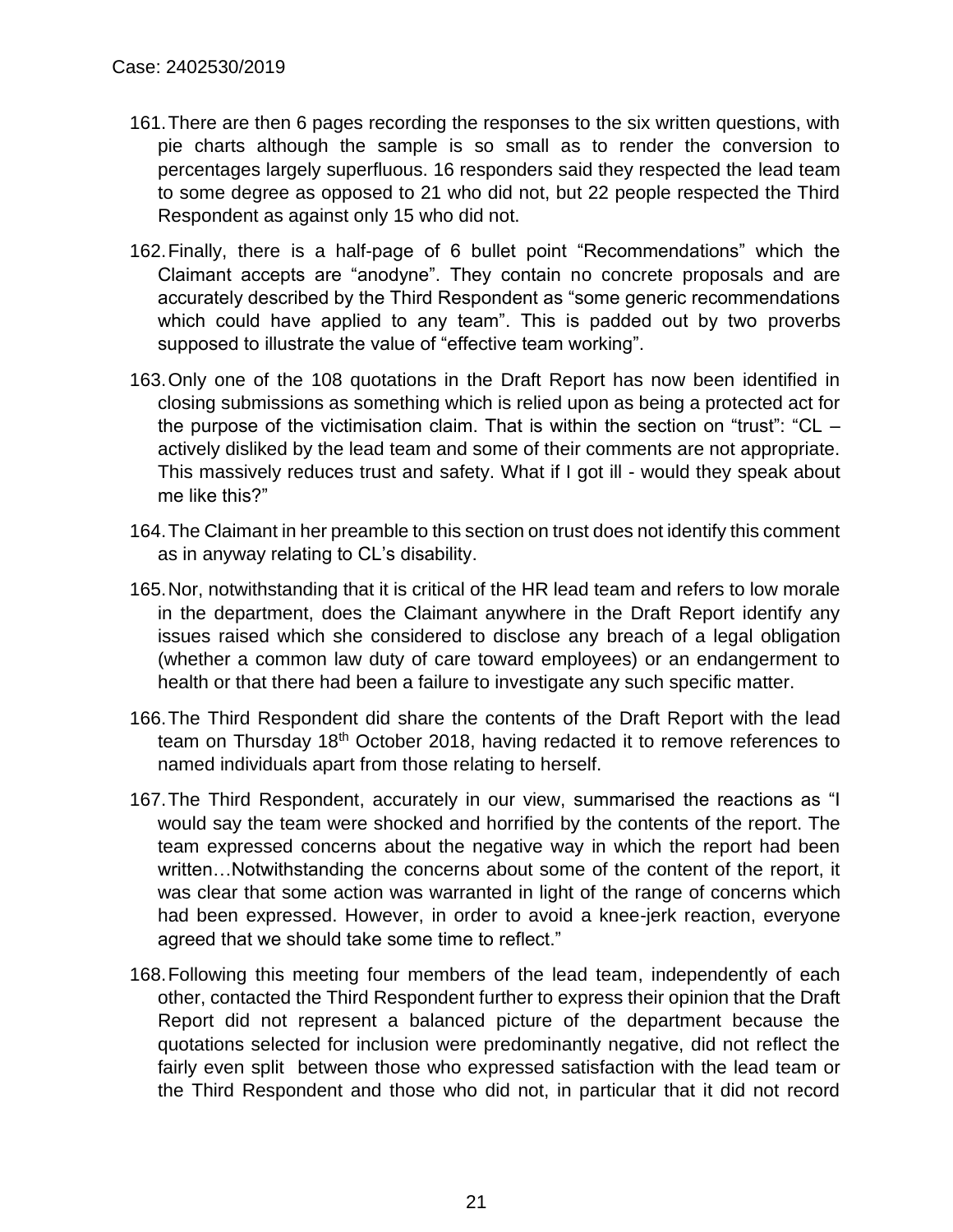161. There are then 6 pages recording the responses to the six written questions, with pie charts although the sample is so small as to render the conversion to percentages largely superfluous. 16 responders said they respected the lead team to some degree as opposed to 21 who did not, but 22 people respected the Third Respondent as against only 15 who did not.

162. Finally, there is a half-page of 6 bullet point "Recommendations" which the Claimant accepts are "anodyne". They contain no concrete proposals and are accurately described by the Third Respondent as "some generic recommendations which could have applied to any team". This is padded out by two proverbs supposed to illustrate the value of "effective team working".

163. Only one of the 108 quotations in the Draft Report has now been identified in closing submissions as something which is relied upon as being a protected act for the purpose of the victimisation claim. That is within the section on "trust": "CL – actively disliked by the lead team and some of their comments are not appropriate. This massively reduces trust and safety. What if I got ill - would they speak about me like this?"

164. The Claimant in her preamble to this section on trust does not identify this comment as in anyway relating to CL's disability.

165. Nor, notwithstanding that it is critical of the HR lead team and refers to low morale in the department, does the Claimant anywhere in the Draft Report identify any issues raised which she considered to disclose any breach of a legal obligation (whether a common law duty of care toward employees) or an endangerment to health or that there had been a failure to investigate any such specific matter.

166. The Third Respondent did share the contents of the Draft Report with the lead team on Thursday 18th October 2018, having redacted it to remove references to named individuals apart from those relating to herself.

167. The Third Respondent, accurately in our view, summarised the reactions as "I would say the team were shocked and horrified by the contents of the report. The team expressed concerns about the negative way in which the report had been written…Notwithstanding the concerns about some of the content of the report, it was clear that some action was warranted in light of the range of concerns which had been expressed. However, in order to avoid a knee-jerk reaction, everyone agreed that we should take some time to reflect."

168. Following this meeting four members of the lead team, independently of each other, contacted the Third Respondent further to express their opinion that the Draft Report did not represent a balanced picture of the department because the quotations selected for inclusion were predominantly negative, did not reflect the fairly even split between those who expressed satisfaction with the lead team or the Third Respondent and those who did not, in particular that it did not record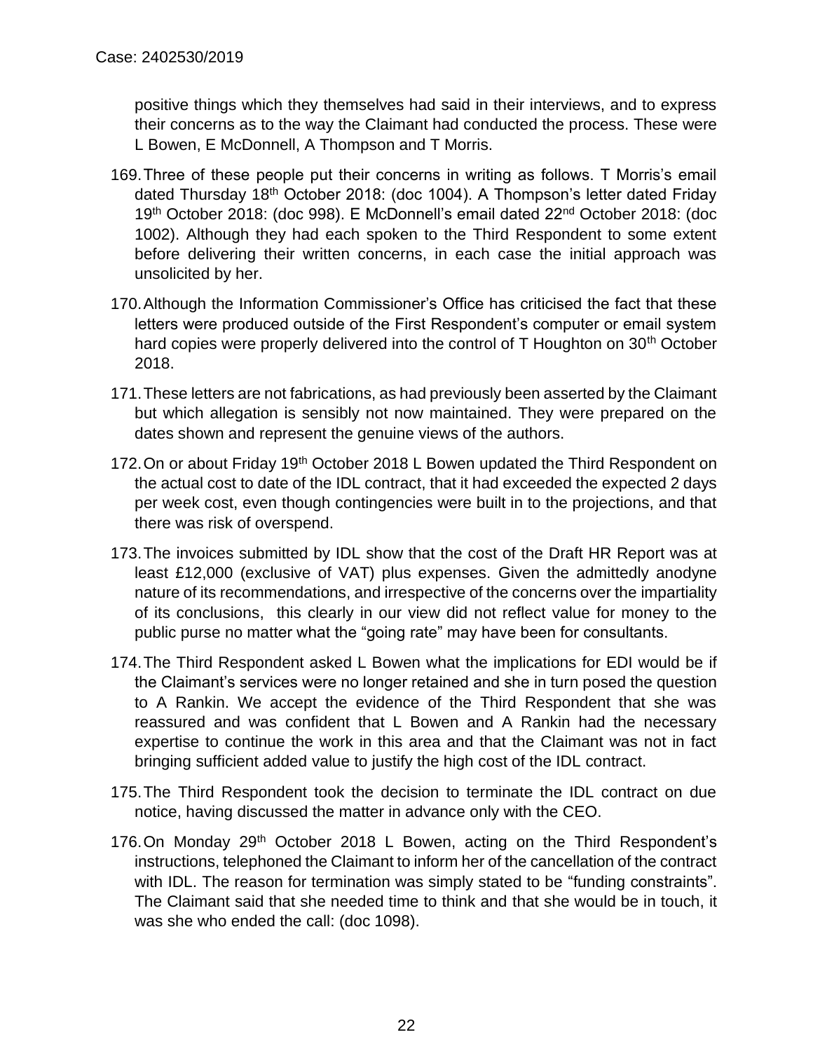positive things which they themselves had said in their interviews, and to express their concerns as to the way the Claimant had conducted the process. These were L Bowen, E McDonnell, A Thompson and T Morris.

169. Three of these people put their concerns in writing as follows. T Morris's email dated Thursday 18th October 2018: (doc 1004). A Thompson's letter dated Friday 19th October 2018: (doc 998). E McDonnell's email dated 22nd October 2018: (doc 1002). Although they had each spoken to the Third Respondent to some extent before delivering their written concerns, in each case the initial approach was unsolicited by her.

170. Although the Information Commissioner's Office has criticised the fact that these letters were produced outside of the First Respondent's computer or email system hard copies were properly delivered into the control of T Houghton on 30th October 2018.

171. These letters are not fabrications, as had previously been asserted by the Claimant but which allegation is sensibly not now maintained. They were prepared on the dates shown and represent the genuine views of the authors.

172. On or about Friday 19th October 2018 L Bowen updated the Third Respondent on the actual cost to date of the IDL contract, that it had exceeded the expected 2 days per week cost, even though contingencies were built in to the projections, and that there was risk of overspend.

173. The invoices submitted by IDL show that the cost of the Draft HR Report was at least £12,000 (exclusive of VAT) plus expenses. Given the admittedly anodyne nature of its recommendations, and irrespective of the concerns over the impartiality of its conclusions, this clearly in our view did not reflect value for money to the public purse no matter what the "going rate" may have been for consultants.

174. The Third Respondent asked L Bowen what the implications for EDI would be if the Claimant's services were no longer retained and she in turn posed the question to A Rankin. We accept the evidence of the Third Respondent that she was reassured and was confident that L Bowen and A Rankin had the necessary expertise to continue the work in this area and that the Claimant was not in fact bringing sufficient added value to justify the high cost of the IDL contract.

175. The Third Respondent took the decision to terminate the IDL contract on due notice, having discussed the matter in advance only with the CEO.

176. On Monday 29th October 2018 L Bowen, acting on the Third Respondent's instructions, telephoned the Claimant to inform her of the cancellation of the contract with IDL. The reason for termination was simply stated to be "funding constraints". The Claimant said that she needed time to think and that she would be in touch, it was she who ended the call: (doc 1098).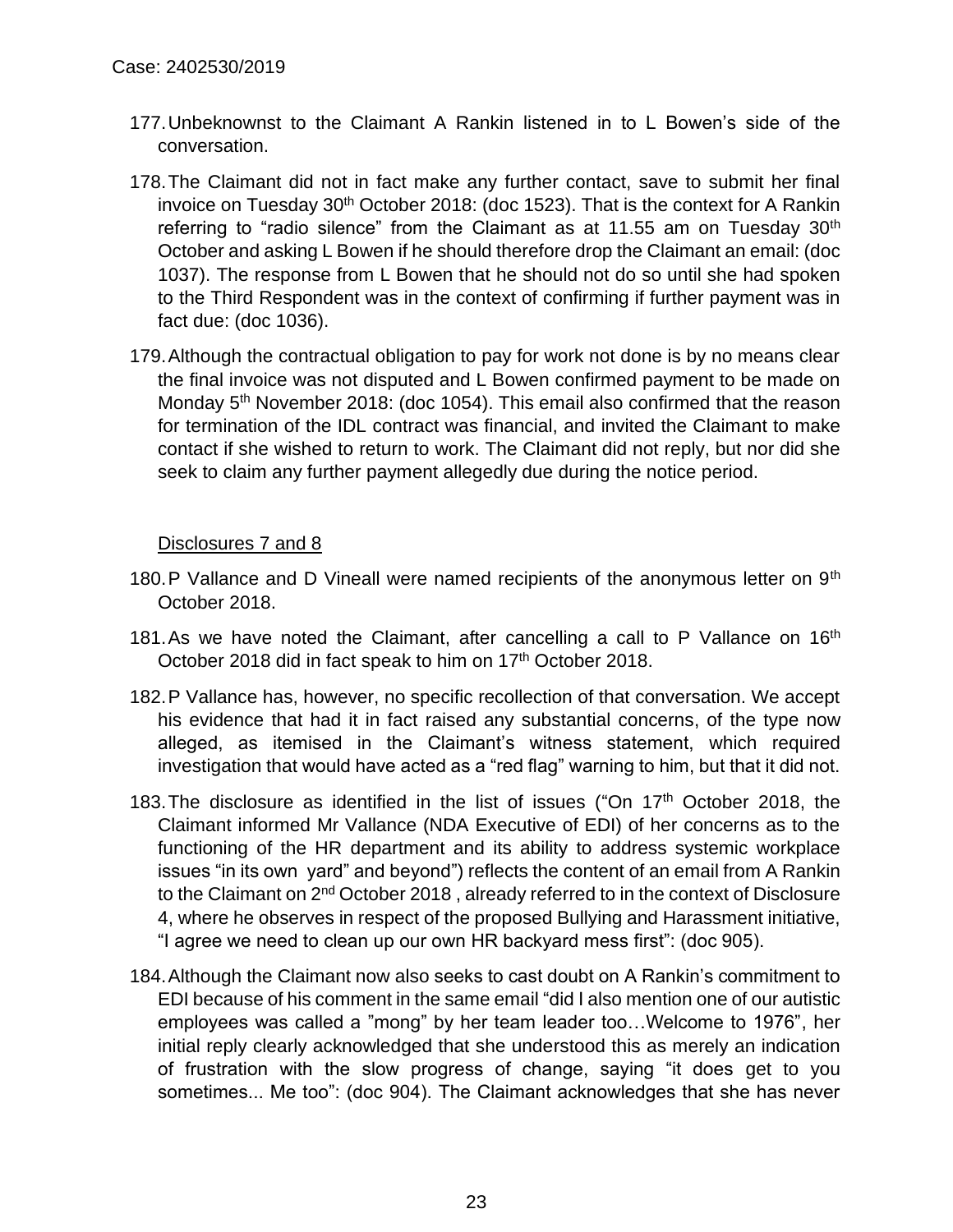177. Unbeknownst to the Claimant A Rankin listened in to L Bowen's side of the conversation.

178. The Claimant did not in fact make any further contact, save to submit her final invoice on Tuesday 30th October 2018: (doc 1523). That is the context for A Rankin referring to "radio silence" from the Claimant as at 11.55 am on Tuesday 30th October and asking L Bowen if he should therefore drop the Claimant an email: (doc 1037). The response from L Bowen that he should not do so until she had spoken to the Third Respondent was in the context of confirming if further payment was in fact due: (doc 1036).

179. Although the contractual obligation to pay for work not done is by no means clear the final invoice was not disputed and L Bowen confirmed payment to be made on Monday 5th November 2018: (doc 1054). This email also confirmed that the reason for termination of the IDL contract was financial, and invited the Claimant to make contact if she wished to return to work. The Claimant did not reply, but nor did she seek to claim any further payment allegedly due during the notice period.

<u>Disclosures 7 and 8</u>

180. P Vallance and D Vineall were named recipients of the anonymous letter on 9th October 2018.

181. As we have noted the Claimant, after cancelling a call to P Vallance on 16th October 2018 did in fact speak to him on 17th October 2018.

182. P Vallance has, however, no specific recollection of that conversation. We accept his evidence that had it in fact raised any substantial concerns, of the type now alleged, as itemised in the Claimant's witness statement, which required investigation that would have acted as a "red flag" warning to him, but that it did not.

183. The disclosure as identified in the list of issues ("On 17th October 2018, the Claimant informed Mr Vallance (NDA Executive of EDI) of her concerns as to the functioning of the HR department and its ability to address systemic workplace issues "in its own yard" and beyond") reflects the content of an email from A Rankin to the Claimant on 2nd October 2018 , already referred to in the context of Disclosure 4, where he observes in respect of the proposed Bullying and Harassment initiative, "I agree we need to clean up our own HR backyard mess first": (doc 905).

184. Although the Claimant now also seeks to cast doubt on A Rankin's commitment to EDI because of his comment in the same email "did I also mention one of our autistic employees was called a "mong" by her team leader too…Welcome to 1976", her initial reply clearly acknowledged that she understood this as merely an indication of frustration with the slow progress of change, saying "it does get to you sometimes... Me too": (doc 904). The Claimant acknowledges that she has never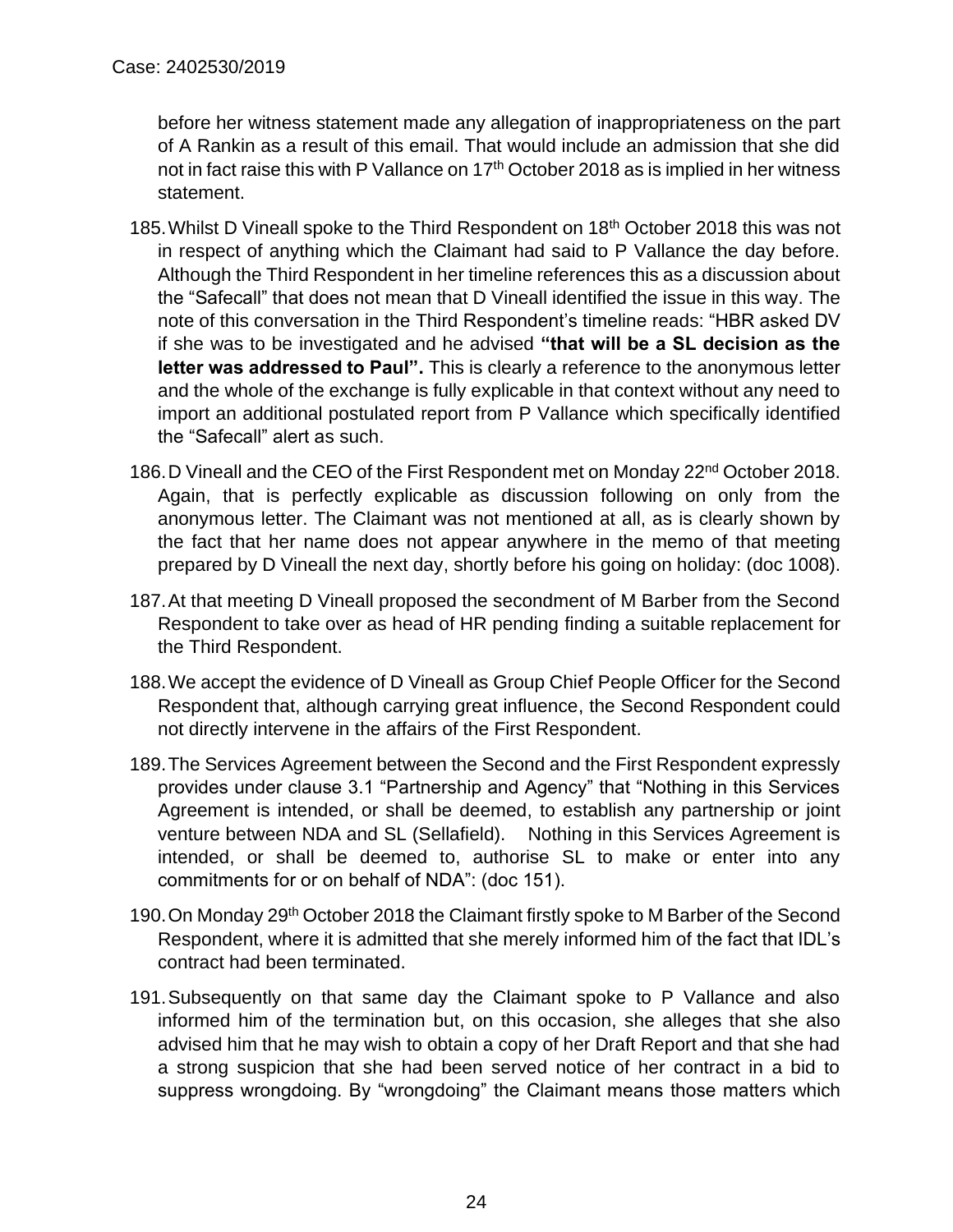before her witness statement made any allegation of inappropriateness on the part of A Rankin as a result of this email. That would include an admission that she did not in fact raise this with P Vallance on 17th October 2018 as is implied in her witness statement.

185. Whilst D Vineall spoke to the Third Respondent on 18th October 2018 this was not in respect of anything which the Claimant had said to P Vallance the day before. Although the Third Respondent in her timeline references this as a discussion about the "Safecall" that does not mean that D Vineall identified the issue in this way. The note of this conversation in the Third Respondent's timeline reads: "HBR asked DV if she was to be investigated and he advised **"that will be a SL decision as the letter was addressed to Paul".** This is clearly a reference to the anonymous letter and the whole of the exchange is fully explicable in that context without any need to import an additional postulated report from P Vallance which specifically identified the "Safecall" alert as such.

186. D Vineall and the CEO of the First Respondent met on Monday 22nd October 2018. Again, that is perfectly explicable as discussion following on only from the anonymous letter. The Claimant was not mentioned at all, as is clearly shown by the fact that her name does not appear anywhere in the memo of that meeting prepared by D Vineall the next day, shortly before his going on holiday: (doc 1008).

187. At that meeting D Vineall proposed the secondment of M Barber from the Second Respondent to take over as head of HR pending finding a suitable replacement for the Third Respondent.

188. We accept the evidence of D Vineall as Group Chief People Officer for the Second Respondent that, although carrying great influence, the Second Respondent could not directly intervene in the affairs of the First Respondent.

189. The Services Agreement between the Second and the First Respondent expressly provides under clause 3.1 "Partnership and Agency" that "Nothing in this Services Agreement is intended, or shall be deemed, to establish any partnership or joint venture between NDA and SL (Sellafield). Nothing in this Services Agreement is intended, or shall be deemed to, authorise SL to make or enter into any commitments for or on behalf of NDA": (doc 151).

190. On Monday 29th October 2018 the Claimant firstly spoke to M Barber of the Second Respondent, where it is admitted that she merely informed him of the fact that IDL's contract had been terminated.

191. Subsequently on that same day the Claimant spoke to P Vallance and also informed him of the termination but, on this occasion, she alleges that she also advised him that he may wish to obtain a copy of her Draft Report and that she had a strong suspicion that she had been served notice of her contract in a bid to suppress wrongdoing. By "wrongdoing" the Claimant means those matters which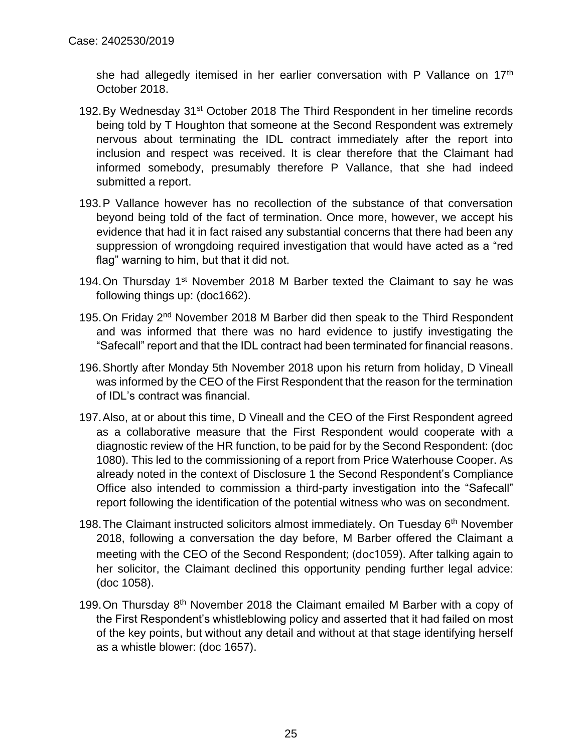she had allegedly itemised in her earlier conversation with P Vallance on 17th October 2018.

192. By Wednesday 31st October 2018 The Third Respondent in her timeline records being told by T Houghton that someone at the Second Respondent was extremely nervous about terminating the IDL contract immediately after the report into inclusion and respect was received. It is clear therefore that the Claimant had informed somebody, presumably therefore P Vallance, that she had indeed submitted a report.

193. P Vallance however has no recollection of the substance of that conversation beyond being told of the fact of termination. Once more, however, we accept his evidence that had it in fact raised any substantial concerns that there had been any suppression of wrongdoing required investigation that would have acted as a "red flag" warning to him, but that it did not.

194. On Thursday 1st November 2018 M Barber texted the Claimant to say he was following things up: (doc1662).

195. On Friday 2nd November 2018 M Barber did then speak to the Third Respondent and was informed that there was no hard evidence to justify investigating the "Safecall" report and that the IDL contract had been terminated for financial reasons.

196. Shortly after Monday 5th November 2018 upon his return from holiday, D Vineall was informed by the CEO of the First Respondent that the reason for the termination of IDL's contract was financial.

197. Also, at or about this time, D Vineall and the CEO of the First Respondent agreed as a collaborative measure that the First Respondent would cooperate with a diagnostic review of the HR function, to be paid for by the Second Respondent: (doc 1080). This led to the commissioning of a report from Price Waterhouse Cooper. As already noted in the context of Disclosure 1 the Second Respondent's Compliance Office also intended to commission a third-party investigation into the "Safecall" report following the identification of the potential witness who was on secondment.

198. The Claimant instructed solicitors almost immediately. On Tuesday 6th November 2018, following a conversation the day before, M Barber offered the Claimant a meeting with the CEO of the Second Respondent; (doc1059). After talking again to her solicitor, the Claimant declined this opportunity pending further legal advice: (doc 1058).

199. On Thursday 8th November 2018 the Claimant emailed M Barber with a copy of the First Respondent's whistleblowing policy and asserted that it had failed on most of the key points, but without any detail and without at that stage identifying herself as a whistle blower: (doc 1657).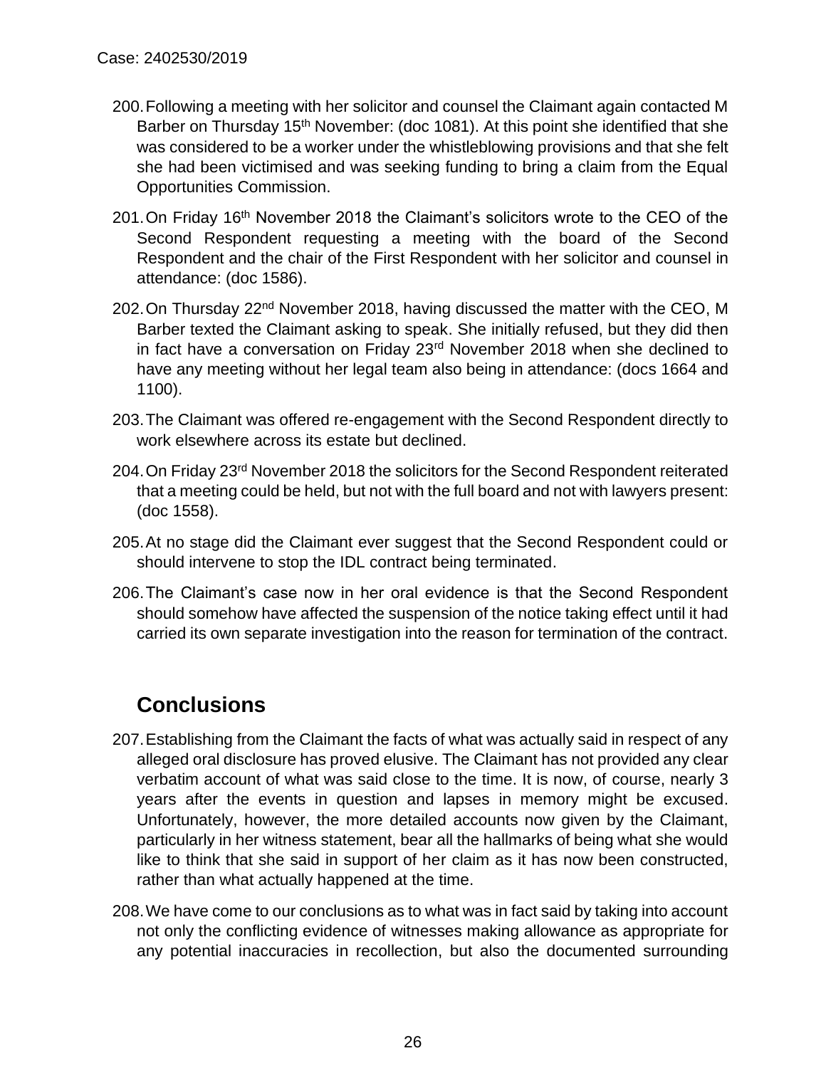200. Following a meeting with her solicitor and counsel the Claimant again contacted M Barber on Thursday 15th November: (doc 1081). At this point she identified that she was considered to be a worker under the whistleblowing provisions and that she felt she had been victimised and was seeking funding to bring a claim from the Equal Opportunities Commission.

201. On Friday 16th November 2018 the Claimant's solicitors wrote to the CEO of the Second Respondent requesting a meeting with the board of the Second Respondent and the chair of the First Respondent with her solicitor and counsel in attendance: (doc 1586).

202. On Thursday 22nd November 2018, having discussed the matter with the CEO, M Barber texted the Claimant asking to speak. She initially refused, but they did then in fact have a conversation on Friday 23rd November 2018 when she declined to have any meeting without her legal team also being in attendance: (docs 1664 and 1100).

203. The Claimant was offered re-engagement with the Second Respondent directly to work elsewhere across its estate but declined.

204. On Friday 23rd November 2018 the solicitors for the Second Respondent reiterated that a meeting could be held, but not with the full board and not with lawyers present: (doc 1558).

205. At no stage did the Claimant ever suggest that the Second Respondent could or should intervene to stop the IDL contract being terminated.

206. The Claimant's case now in her oral evidence is that the Second Respondent should somehow have affected the suspension of the notice taking effect until it had carried its own separate investigation into the reason for termination of the contract.

## Conclusions

207. Establishing from the Claimant the facts of what was actually said in respect of any alleged oral disclosure has proved elusive. The Claimant has not provided any clear verbatim account of what was said close to the time. It is now, of course, nearly 3 years after the events in question and lapses in memory might be excused. Unfortunately, however, the more detailed accounts now given by the Claimant, particularly in her witness statement, bear all the hallmarks of being what she would like to think that she said in support of her claim as it has now been constructed, rather than what actually happened at the time.

208. We have come to our conclusions as to what was in fact said by taking into account not only the conflicting evidence of witnesses making allowance as appropriate for any potential inaccuracies in recollection, but also the documented surrounding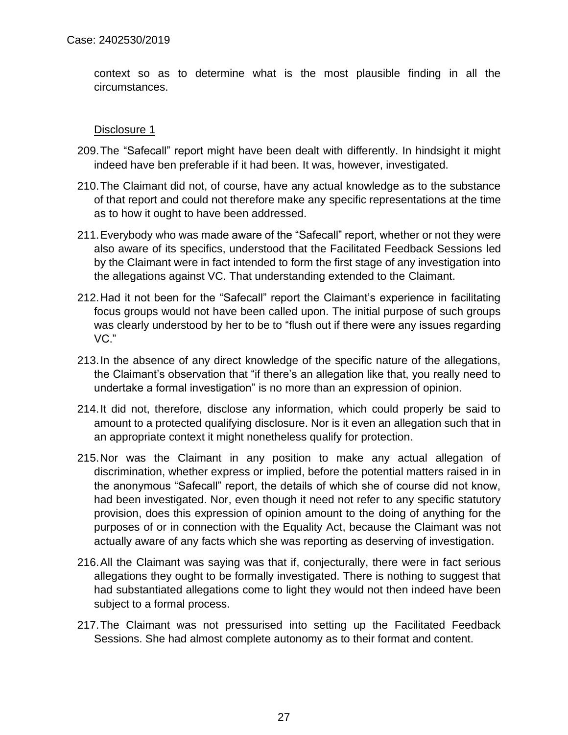context so as to determine what is the most plausible finding in all the circumstances.

Disclosure 1

209. The "Safecall" report might have been dealt with differently. In hindsight it might indeed have ben preferable if it had been. It was, however, investigated.

210. The Claimant did not, of course, have any actual knowledge as to the substance of that report and could not therefore make any specific representations at the time as to how it ought to have been addressed.

211. Everybody who was made aware of the "Safecall" report, whether or not they were also aware of its specifics, understood that the Facilitated Feedback Sessions led by the Claimant were in fact intended to form the first stage of any investigation into the allegations against VC. That understanding extended to the Claimant.

212. Had it not been for the "Safecall" report the Claimant's experience in facilitating focus groups would not have been called upon. The initial purpose of such groups was clearly understood by her to be to "flush out if there were any issues regarding VC."

213. In the absence of any direct knowledge of the specific nature of the allegations, the Claimant's observation that "if there's an allegation like that, you really need to undertake a formal investigation" is no more than an expression of opinion.

214. It did not, therefore, disclose any information, which could properly be said to amount to a protected qualifying disclosure. Nor is it even an allegation such that in an appropriate context it might nonetheless qualify for protection.

215. Nor was the Claimant in any position to make any actual allegation of discrimination, whether express or implied, before the potential matters raised in in the anonymous "Safecall" report, the details of which she of course did not know, had been investigated. Nor, even though it need not refer to any specific statutory provision, does this expression of opinion amount to the doing of anything for the purposes of or in connection with the Equality Act, because the Claimant was not actually aware of any facts which she was reporting as deserving of investigation.

216. All the Claimant was saying was that if, conjecturally, there were in fact serious allegations they ought to be formally investigated. There is nothing to suggest that had substantiated allegations come to light they would not then indeed have been subject to a formal process.

217. The Claimant was not pressurised into setting up the Facilitated Feedback Sessions. She had almost complete autonomy as to their format and content.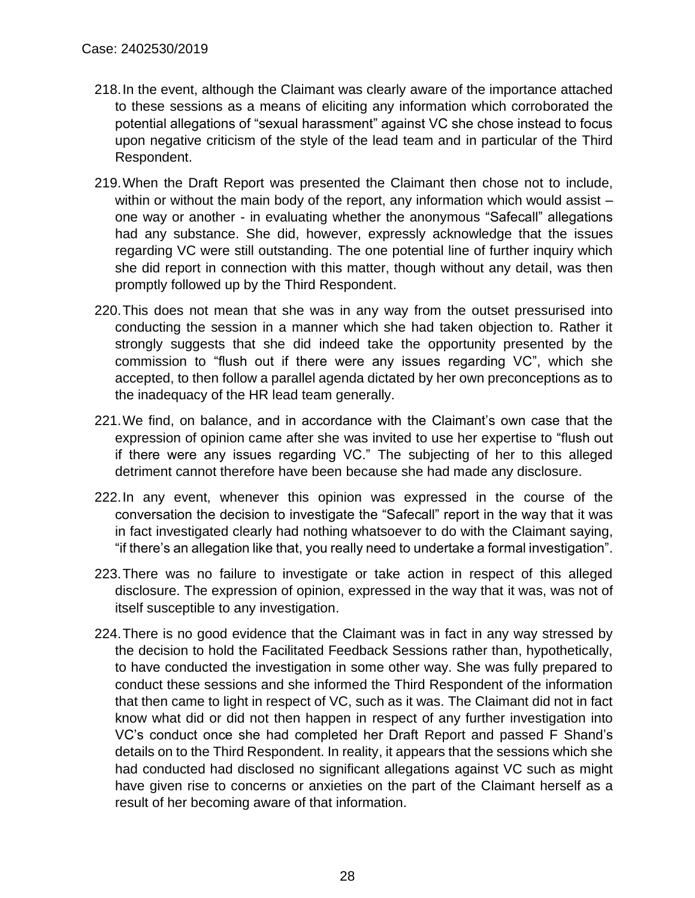218. In the event, although the Claimant was clearly aware of the importance attached to these sessions as a means of eliciting any information which corroborated the potential allegations of "sexual harassment" against VC she chose instead to focus upon negative criticism of the style of the lead team and in particular of the Third Respondent.

219. When the Draft Report was presented the Claimant then chose not to include, within or without the main body of the report, any information which would assist – one way or another - in evaluating whether the anonymous "Safecall" allegations had any substance. She did, however, expressly acknowledge that the issues regarding VC were still outstanding. The one potential line of further inquiry which she did report in connection with this matter, though without any detail, was then promptly followed up by the Third Respondent.

220. This does not mean that she was in any way from the outset pressurised into conducting the session in a manner which she had taken objection to. Rather it strongly suggests that she did indeed take the opportunity presented by the commission to "flush out if there were any issues regarding VC", which she accepted, to then follow a parallel agenda dictated by her own preconceptions as to the inadequacy of the HR lead team generally.

221. We find, on balance, and in accordance with the Claimant's own case that the expression of opinion came after she was invited to use her expertise to "flush out if there were any issues regarding VC." The subjecting of her to this alleged detriment cannot therefore have been because she had made any disclosure.

222. In any event, whenever this opinion was expressed in the course of the conversation the decision to investigate the "Safecall" report in the way that it was in fact investigated clearly had nothing whatsoever to do with the Claimant saying, "if there's an allegation like that, you really need to undertake a formal investigation".

223. There was no failure to investigate or take action in respect of this alleged disclosure. The expression of opinion, expressed in the way that it was, was not of itself susceptible to any investigation.

224. There is no good evidence that the Claimant was in fact in any way stressed by the decision to hold the Facilitated Feedback Sessions rather than, hypothetically, to have conducted the investigation in some other way. She was fully prepared to conduct these sessions and she informed the Third Respondent of the information that then came to light in respect of VC, such as it was. The Claimant did not in fact know what did or did not then happen in respect of any further investigation into VC's conduct once she had completed her Draft Report and passed F Shand's details on to the Third Respondent. In reality, it appears that the sessions which she had conducted had disclosed no significant allegations against VC such as might have given rise to concerns or anxieties on the part of the Claimant herself as a result of her becoming aware of that information.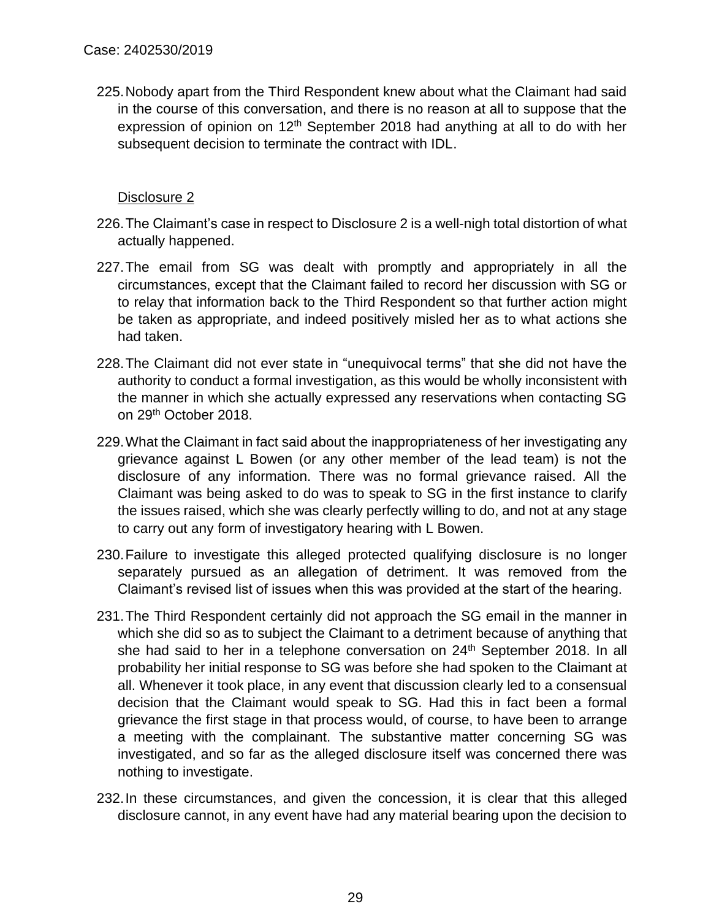225. Nobody apart from the Third Respondent knew about what the Claimant had said in the course of this conversation, and there is no reason at all to suppose that the expression of opinion on 12th September 2018 had anything at all to do with her subsequent decision to terminate the contract with IDL.

Disclosure 2

226. The Claimant's case in respect to Disclosure 2 is a well-nigh total distortion of what actually happened.

227. The email from SG was dealt with promptly and appropriately in all the circumstances, except that the Claimant failed to record her discussion with SG or to relay that information back to the Third Respondent so that further action might be taken as appropriate, and indeed positively misled her as to what actions she had taken.

228. The Claimant did not ever state in "unequivocal terms" that she did not have the authority to conduct a formal investigation, as this would be wholly inconsistent with the manner in which she actually expressed any reservations when contacting SG on 29th October 2018.

229. What the Claimant in fact said about the inappropriateness of her investigating any grievance against L Bowen (or any other member of the lead team) is not the disclosure of any information. There was no formal grievance raised. All the Claimant was being asked to do was to speak to SG in the first instance to clarify the issues raised, which she was clearly perfectly willing to do, and not at any stage to carry out any form of investigatory hearing with L Bowen.

230. Failure to investigate this alleged protected qualifying disclosure is no longer separately pursued as an allegation of detriment. It was removed from the Claimant's revised list of issues when this was provided at the start of the hearing.

231. The Third Respondent certainly did not approach the SG email in the manner in which she did so as to subject the Claimant to a detriment because of anything that she had said to her in a telephone conversation on 24th September 2018. In all probability her initial response to SG was before she had spoken to the Claimant at all. Whenever it took place, in any event that discussion clearly led to a consensual decision that the Claimant would speak to SG. Had this in fact been a formal grievance the first stage in that process would, of course, to have been to arrange a meeting with the complainant. The substantive matter concerning SG was investigated, and so far as the alleged disclosure itself was concerned there was nothing to investigate.

232. In these circumstances, and given the concession, it is clear that this alleged disclosure cannot, in any event have had any material bearing upon the decision to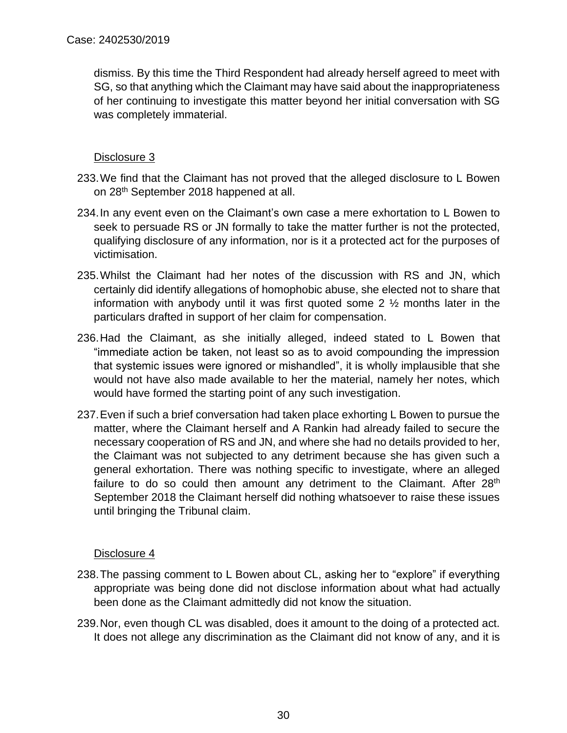dismiss. By this time the Third Respondent had already herself agreed to meet with SG, so that anything which the Claimant may have said about the inappropriateness of her continuing to investigate this matter beyond her initial conversation with SG was completely immaterial.

Disclosure 3

233. We find that the Claimant has not proved that the alleged disclosure to L Bowen on 28th September 2018 happened at all.

234. In any event even on the Claimant's own case a mere exhortation to L Bowen to seek to persuade RS or JN formally to take the matter further is not the protected, qualifying disclosure of any information, nor is it a protected act for the purposes of victimisation.

235. Whilst the Claimant had her notes of the discussion with RS and JN, which certainly did identify allegations of homophobic abuse, she elected not to share that information with anybody until it was first quoted some 2 ½ months later in the particulars drafted in support of her claim for compensation.

236. Had the Claimant, as she initially alleged, indeed stated to L Bowen that "immediate action be taken, not least so as to avoid compounding the impression that systemic issues were ignored or mishandled", it is wholly implausible that she would not have also made available to her the material, namely her notes, which would have formed the starting point of any such investigation.

237. Even if such a brief conversation had taken place exhorting L Bowen to pursue the matter, where the Claimant herself and A Rankin had already failed to secure the necessary cooperation of RS and JN, and where she had no details provided to her, the Claimant was not subjected to any detriment because she has given such a general exhortation. There was nothing specific to investigate, where an alleged failure to do so could then amount any detriment to the Claimant. After 28th September 2018 the Claimant herself did nothing whatsoever to raise these issues until bringing the Tribunal claim.

Disclosure 4

238. The passing comment to L Bowen about CL, asking her to "explore" if everything appropriate was being done did not disclose information about what had actually been done as the Claimant admittedly did not know the situation.

239. Nor, even though CL was disabled, does it amount to the doing of a protected act. It does not allege any discrimination as the Claimant did not know of any, and it is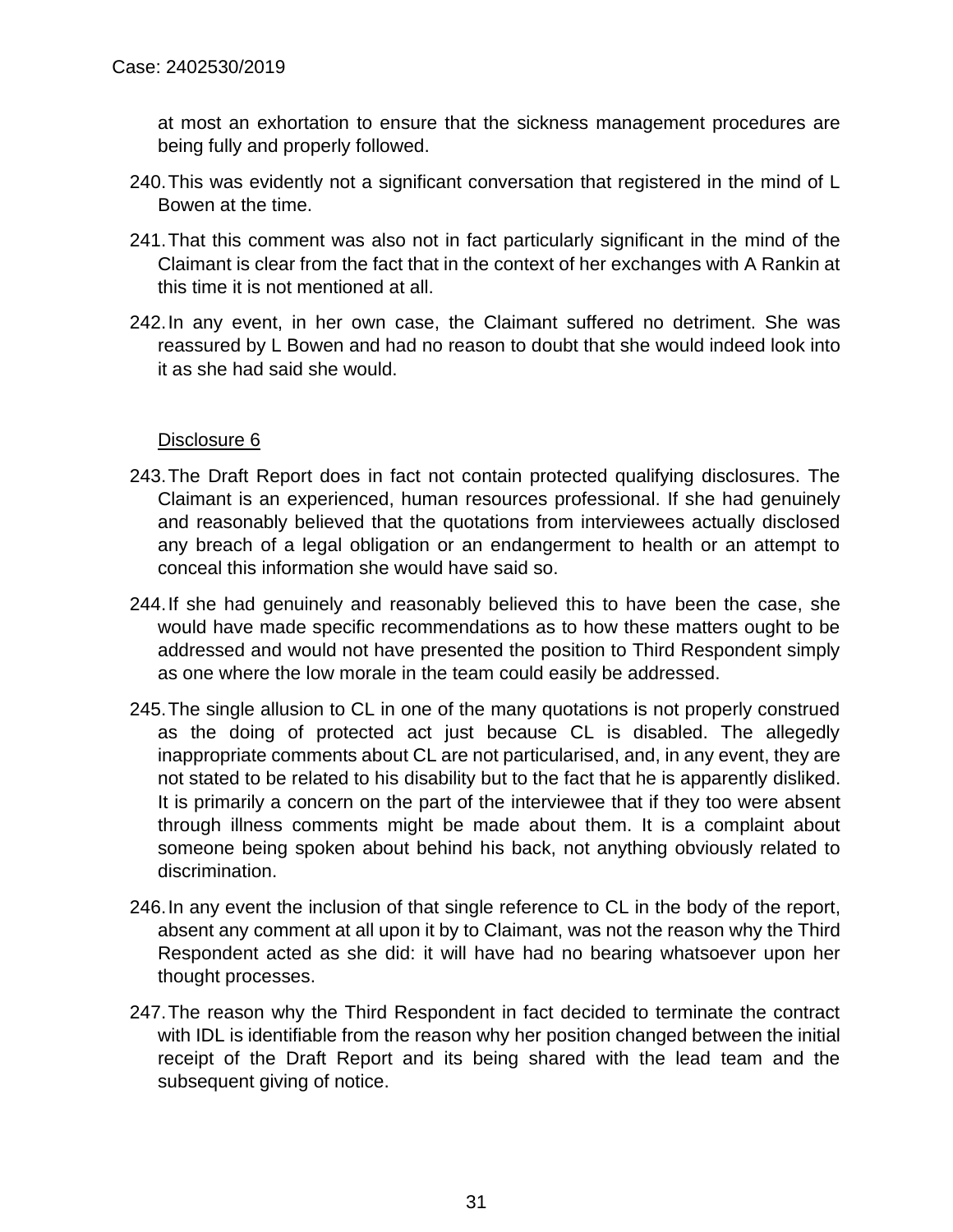at most an exhortation to ensure that the sickness management procedures are being fully and properly followed.

240. This was evidently not a significant conversation that registered in the mind of L Bowen at the time.

241. That this comment was also not in fact particularly significant in the mind of the Claimant is clear from the fact that in the context of her exchanges with A Rankin at this time it is not mentioned at all.

242. In any event, in her own case, the Claimant suffered no detriment. She was reassured by L Bowen and had no reason to doubt that she would indeed look into it as she had said she would.

<u>Disclosure 6</u>

243. The Draft Report does in fact not contain protected qualifying disclosures. The Claimant is an experienced, human resources professional. If she had genuinely and reasonably believed that the quotations from interviewees actually disclosed any breach of a legal obligation or an endangerment to health or an attempt to conceal this information she would have said so.

244. If she had genuinely and reasonably believed this to have been the case, she would have made specific recommendations as to how these matters ought to be addressed and would not have presented the position to Third Respondent simply as one where the low morale in the team could easily be addressed.

245. The single allusion to CL in one of the many quotations is not properly construed as the doing of protected act just because CL is disabled. The allegedly inappropriate comments about CL are not particularised, and, in any event, they are not stated to be related to his disability but to the fact that he is apparently disliked. It is primarily a concern on the part of the interviewee that if they too were absent through illness comments might be made about them. It is a complaint about someone being spoken about behind his back, not anything obviously related to discrimination.

246. In any event the inclusion of that single reference to CL in the body of the report, absent any comment at all upon it by to Claimant, was not the reason why the Third Respondent acted as she did: it will have had no bearing whatsoever upon her thought processes.

247. The reason why the Third Respondent in fact decided to terminate the contract with IDL is identifiable from the reason why her position changed between the initial receipt of the Draft Report and its being shared with the lead team and the subsequent giving of notice.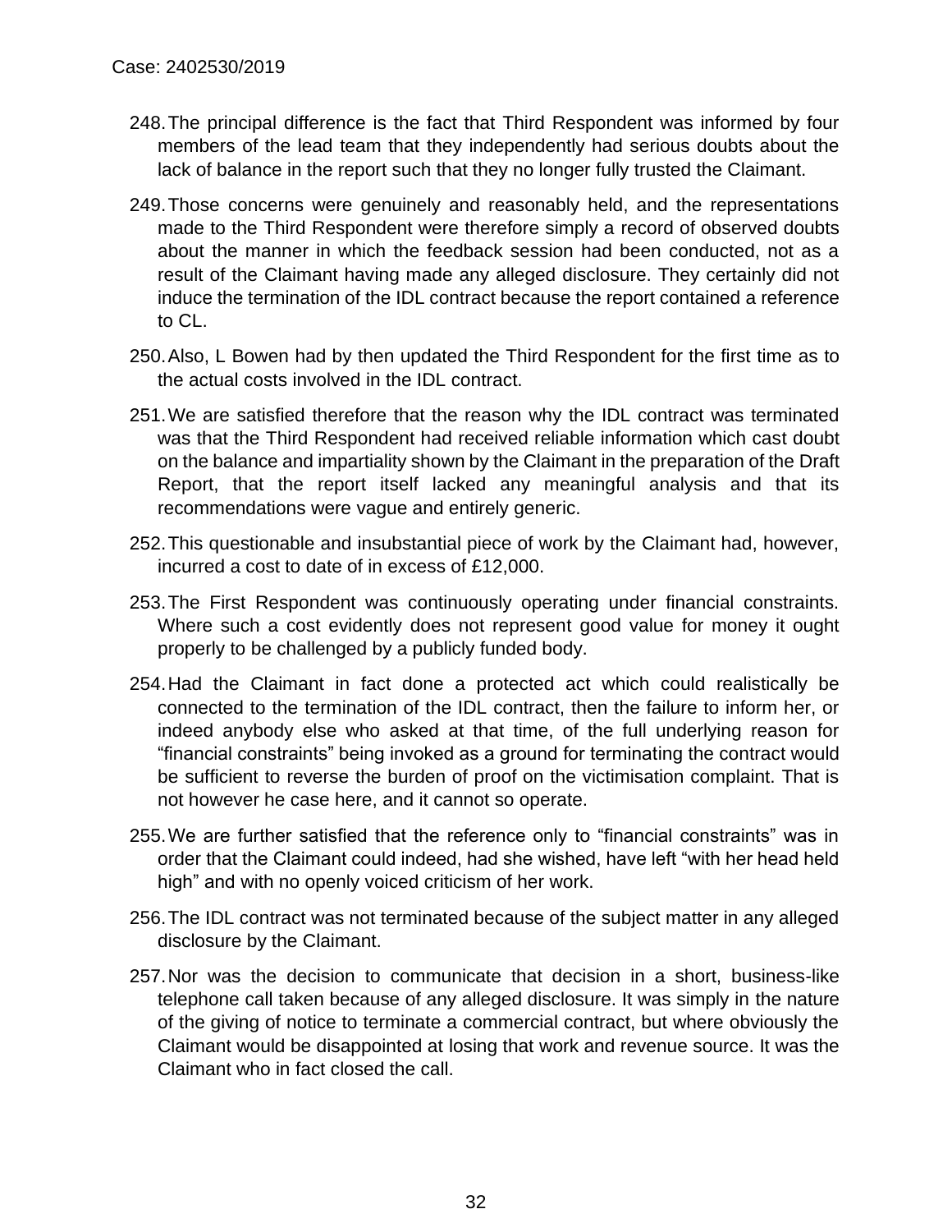248. The principal difference is the fact that Third Respondent was informed by four members of the lead team that they independently had serious doubts about the lack of balance in the report such that they no longer fully trusted the Claimant.

249. Those concerns were genuinely and reasonably held, and the representations made to the Third Respondent were therefore simply a record of observed doubts about the manner in which the feedback session had been conducted, not as a result of the Claimant having made any alleged disclosure. They certainly did not induce the termination of the IDL contract because the report contained a reference to CL.

250. Also, L Bowen had by then updated the Third Respondent for the first time as to the actual costs involved in the IDL contract.

251. We are satisfied therefore that the reason why the IDL contract was terminated was that the Third Respondent had received reliable information which cast doubt on the balance and impartiality shown by the Claimant in the preparation of the Draft Report, that the report itself lacked any meaningful analysis and that its recommendations were vague and entirely generic.

252. This questionable and insubstantial piece of work by the Claimant had, however, incurred a cost to date of in excess of £12,000.

253. The First Respondent was continuously operating under financial constraints. Where such a cost evidently does not represent good value for money it ought properly to be challenged by a publicly funded body.

254. Had the Claimant in fact done a protected act which could realistically be connected to the termination of the IDL contract, then the failure to inform her, or indeed anybody else who asked at that time, of the full underlying reason for "financial constraints" being invoked as a ground for terminating the contract would be sufficient to reverse the burden of proof on the victimisation complaint. That is not however he case here, and it cannot so operate.

255. We are further satisfied that the reference only to "financial constraints" was in order that the Claimant could indeed, had she wished, have left "with her head held high" and with no openly voiced criticism of her work.

256. The IDL contract was not terminated because of the subject matter in any alleged disclosure by the Claimant.

257. Nor was the decision to communicate that decision in a short, business-like telephone call taken because of any alleged disclosure. It was simply in the nature of the giving of notice to terminate a commercial contract, but where obviously the Claimant would be disappointed at losing that work and revenue source. It was the Claimant who in fact closed the call.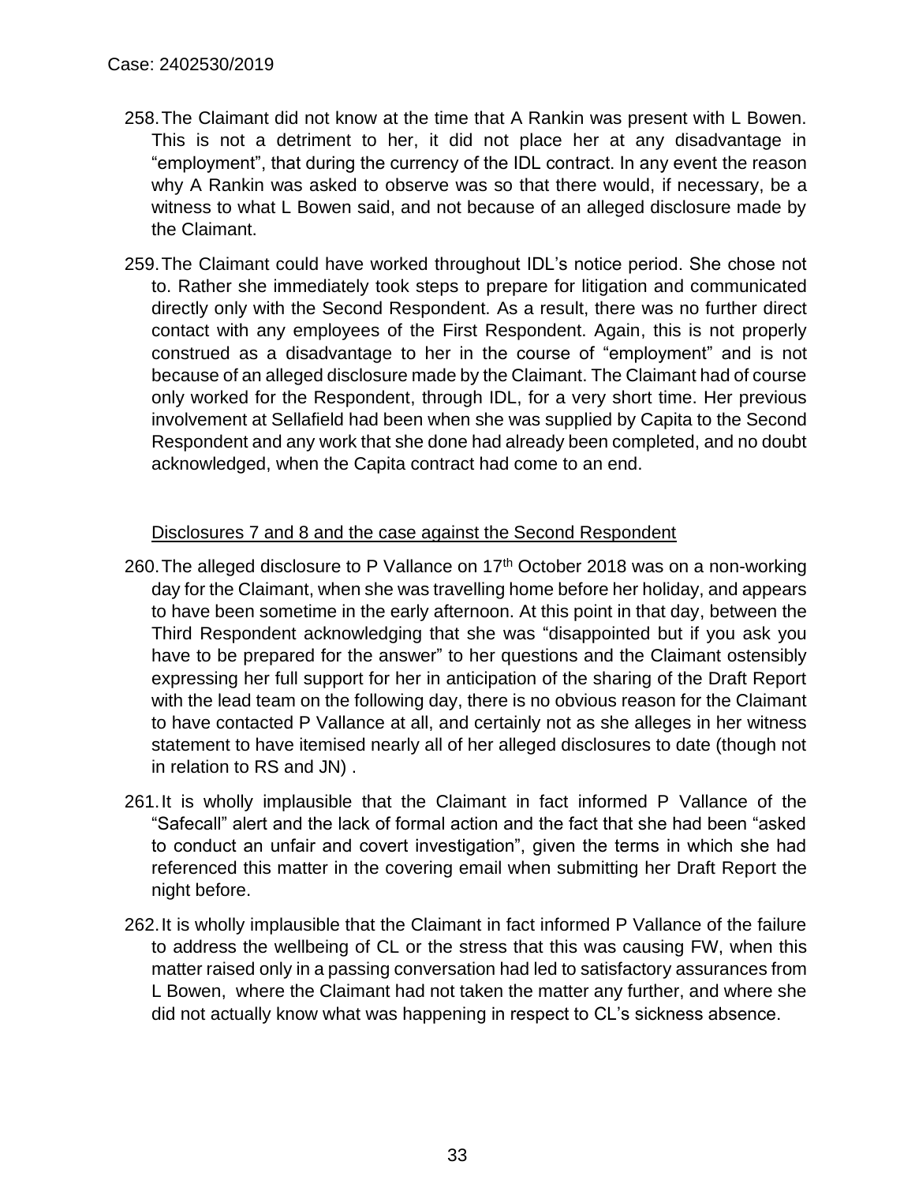258. The Claimant did not know at the time that A Rankin was present with L Bowen. This is not a detriment to her, it did not place her at any disadvantage in "employment", that during the currency of the IDL contract. In any event the reason why A Rankin was asked to observe was so that there would, if necessary, be a witness to what L Bowen said, and not because of an alleged disclosure made by the Claimant.

259. The Claimant could have worked throughout IDL's notice period. She chose not to. Rather she immediately took steps to prepare for litigation and communicated directly only with the Second Respondent. As a result, there was no further direct contact with any employees of the First Respondent. Again, this is not properly construed as a disadvantage to her in the course of "employment" and is not because of an alleged disclosure made by the Claimant. The Claimant had of course only worked for the Respondent, through IDL, for a very short time. Her previous involvement at Sellafield had been when she was supplied by Capita to the Second Respondent and any work that she done had already been completed, and no doubt acknowledged, when the Capita contract had come to an end.

<u>Disclosures 7 and 8 and the case against the Second Respondent</u>

260. The alleged disclosure to P Vallance on 17th October 2018 was on a non-working day for the Claimant, when she was travelling home before her holiday, and appears to have been sometime in the early afternoon. At this point in that day, between the Third Respondent acknowledging that she was "disappointed but if you ask you have to be prepared for the answer" to her questions and the Claimant ostensibly expressing her full support for her in anticipation of the sharing of the Draft Report with the lead team on the following day, there is no obvious reason for the Claimant to have contacted P Vallance at all, and certainly not as she alleges in her witness statement to have itemised nearly all of her alleged disclosures to date (though not in relation to RS and JN) .

261. It is wholly implausible that the Claimant in fact informed P Vallance of the "Safecall" alert and the lack of formal action and the fact that she had been "asked to conduct an unfair and covert investigation", given the terms in which she had referenced this matter in the covering email when submitting her Draft Report the night before.

262. It is wholly implausible that the Claimant in fact informed P Vallance of the failure to address the wellbeing of CL or the stress that this was causing FW, when this matter raised only in a passing conversation had led to satisfactory assurances from L Bowen, where the Claimant had not taken the matter any further, and where she did not actually know what was happening in respect to CL's sickness absence.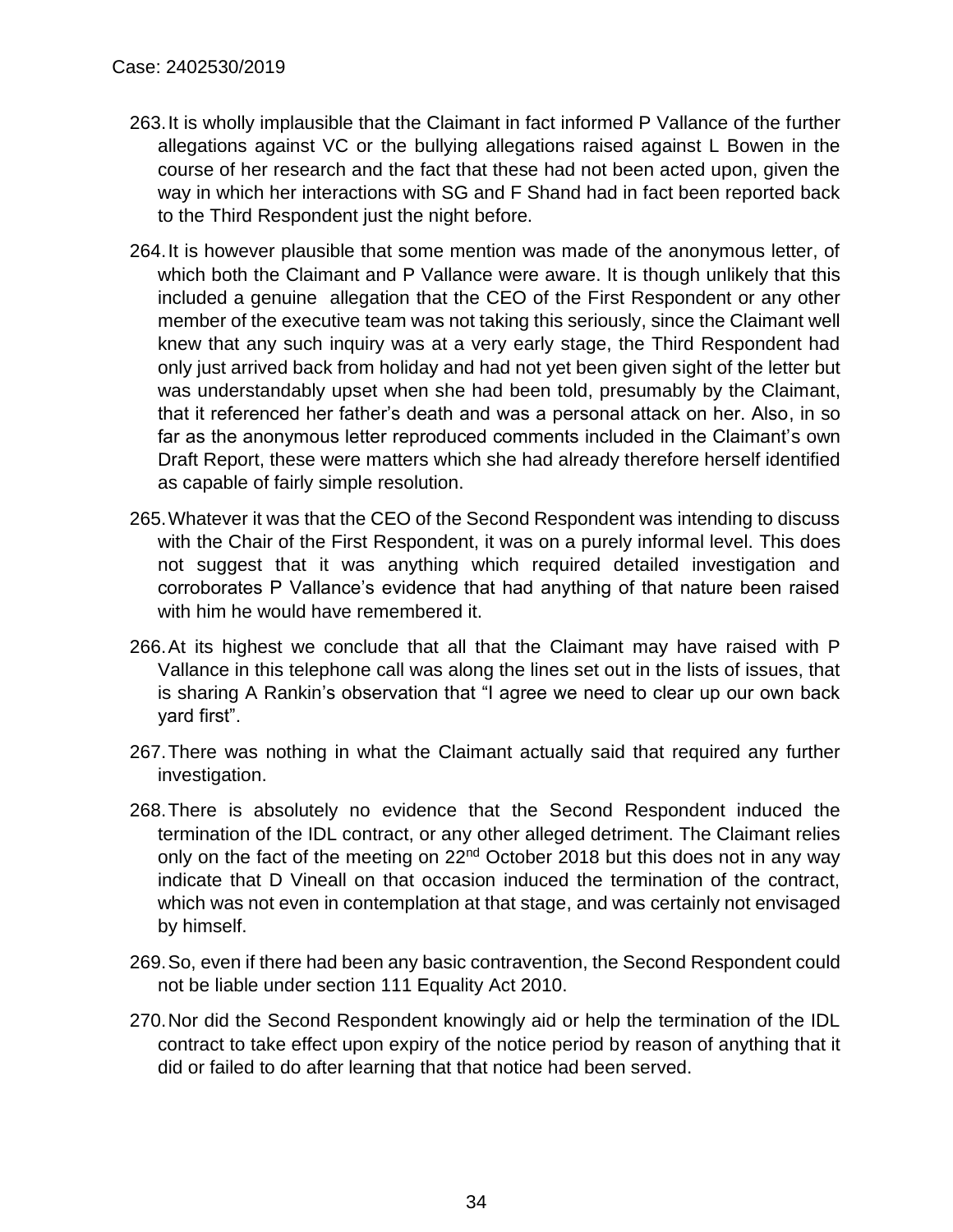263. It is wholly implausible that the Claimant in fact informed P Vallance of the further allegations against VC or the bullying allegations raised against L Bowen in the course of her research and the fact that these had not been acted upon, given the way in which her interactions with SG and F Shand had in fact been reported back to the Third Respondent just the night before.

264. It is however plausible that some mention was made of the anonymous letter, of which both the Claimant and P Vallance were aware. It is though unlikely that this included a genuine allegation that the CEO of the First Respondent or any other member of the executive team was not taking this seriously, since the Claimant well knew that any such inquiry was at a very early stage, the Third Respondent had only just arrived back from holiday and had not yet been given sight of the letter but was understandably upset when she had been told, presumably by the Claimant, that it referenced her father's death and was a personal attack on her. Also, in so far as the anonymous letter reproduced comments included in the Claimant's own Draft Report, these were matters which she had already therefore herself identified as capable of fairly simple resolution.

265. Whatever it was that the CEO of the Second Respondent was intending to discuss with the Chair of the First Respondent, it was on a purely informal level. This does not suggest that it was anything which required detailed investigation and corroborates P Vallance's evidence that had anything of that nature been raised with him he would have remembered it.

266. At its highest we conclude that all that the Claimant may have raised with P Vallance in this telephone call was along the lines set out in the lists of issues, that is sharing A Rankin's observation that "I agree we need to clear up our own back yard first".

267. There was nothing in what the Claimant actually said that required any further investigation.

268. There is absolutely no evidence that the Second Respondent induced the termination of the IDL contract, or any other alleged detriment. The Claimant relies only on the fact of the meeting on 22nd October 2018 but this does not in any way indicate that D Vineall on that occasion induced the termination of the contract, which was not even in contemplation at that stage, and was certainly not envisaged by himself.

269. So, even if there had been any basic contravention, the Second Respondent could not be liable under section 111 Equality Act 2010.

270. Nor did the Second Respondent knowingly aid or help the termination of the IDL contract to take effect upon expiry of the notice period by reason of anything that it did or failed to do after learning that that notice had been served.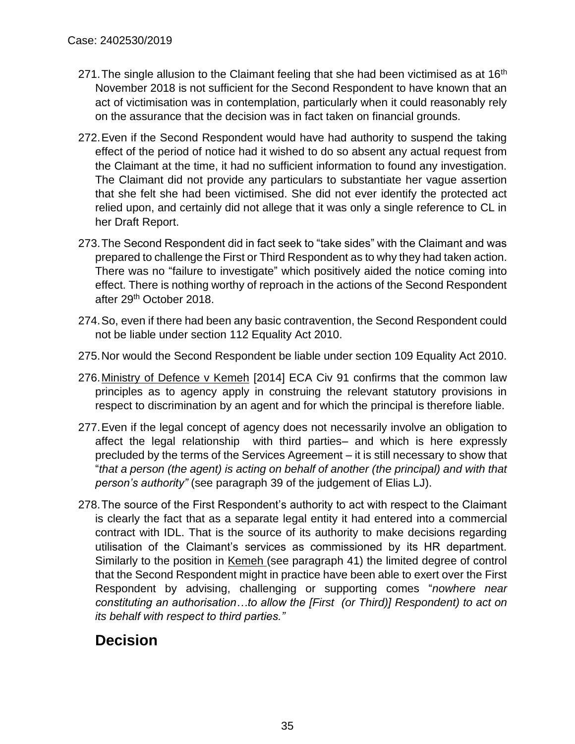271. The single allusion to the Claimant feeling that she had been victimised as at 16th November 2018 is not sufficient for the Second Respondent to have known that an act of victimisation was in contemplation, particularly when it could reasonably rely on the assurance that the decision was in fact taken on financial grounds.

272. Even if the Second Respondent would have had authority to suspend the taking effect of the period of notice had it wished to do so absent any actual request from the Claimant at the time, it had no sufficient information to found any investigation. The Claimant did not provide any particulars to substantiate her vague assertion that she felt she had been victimised. She did not ever identify the protected act relied upon, and certainly did not allege that it was only a single reference to CL in her Draft Report.

273. The Second Respondent did in fact seek to "take sides" with the Claimant and was prepared to challenge the First or Third Respondent as to why they had taken action. There was no "failure to investigate" which positively aided the notice coming into effect. There is nothing worthy of reproach in the actions of the Second Respondent after 29th October 2018.

274. So, even if there had been any basic contravention, the Second Respondent could not be liable under section 112 Equality Act 2010.

275. Nor would the Second Respondent be liable under section 109 Equality Act 2010.

276. Ministry of Defence v Kemeh [2014] ECA Civ 91 confirms that the common law principles as to agency apply in construing the relevant statutory provisions in respect to discrimination by an agent and for which the principal is therefore liable.

277. Even if the legal concept of agency does not necessarily involve an obligation to affect the legal relationship with third parties– and which is here expressly precluded by the terms of the Services Agreement – it is still necessary to show that "*that a person (the agent) is acting on behalf of another (the principal) and with that person's authority"* (see paragraph 39 of the judgement of Elias LJ).

278. The source of the First Respondent's authority to act with respect to the Claimant is clearly the fact that as a separate legal entity it had entered into a commercial contract with IDL. That is the source of its authority to make decisions regarding utilisation of the Claimant's services as commissioned by its HR department. Similarly to the position in Kemeh (see paragraph 41) the limited degree of control that the Second Respondent might in practice have been able to exert over the First Respondent by advising, challenging or supporting comes "*nowhere near constituting an authorisation…to allow the [First (or Third)] Respondent) to act on its behalf with respect to third parties."*

## Decision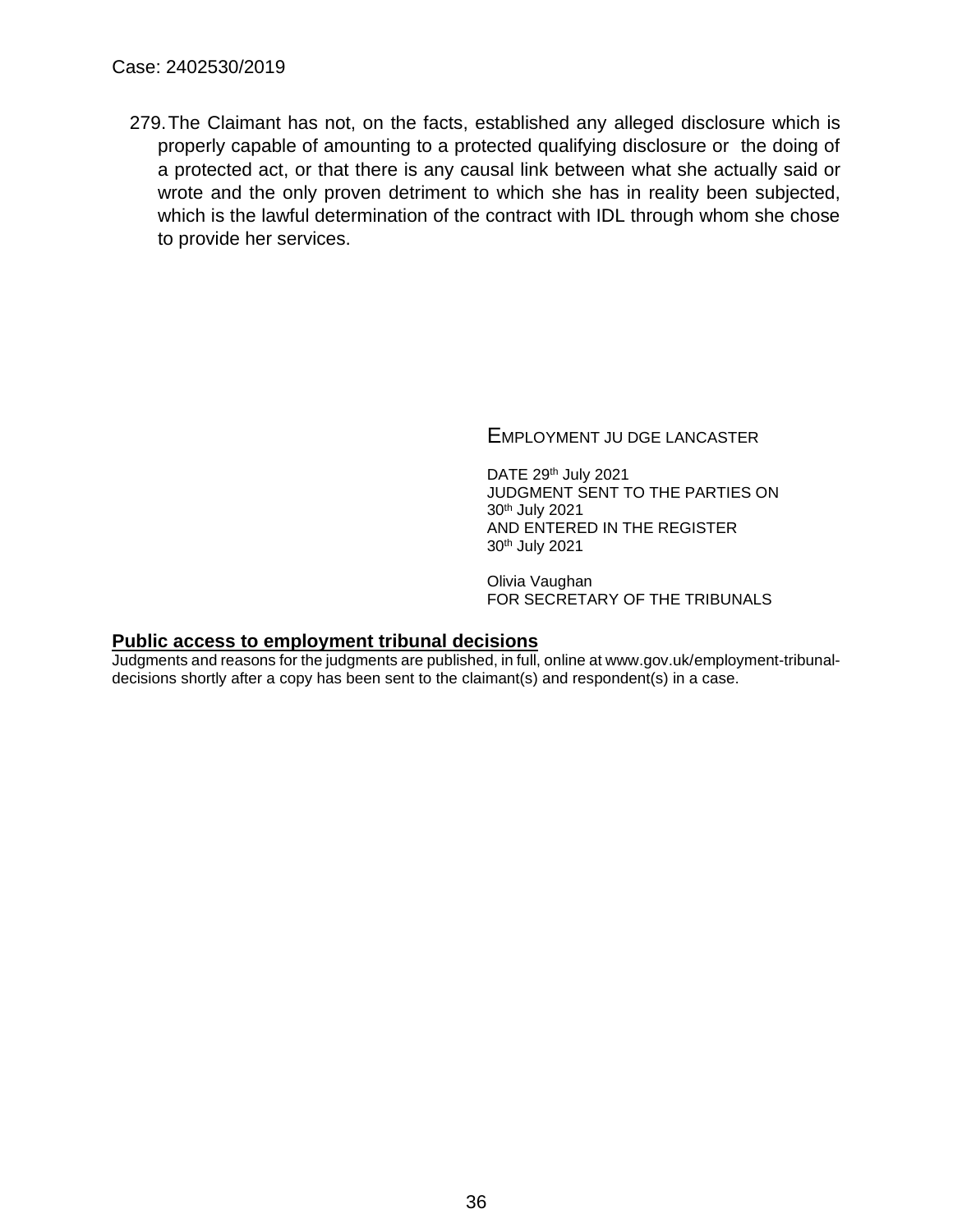279. The Claimant has not, on the facts, established any alleged disclosure which is properly capable of amounting to a protected qualifying disclosure or the doing of a protected act, or that there is any causal link between what she actually said or wrote and the only proven detriment to which she has in reality been subjected, which is the lawful determination of the contract with IDL through whom she chose to provide her services.

EMPLOYMENT JU DGE LANCASTER

DATE 29th July 2021
JUDGMENT SENT TO THE PARTIES ON
30th July 2021
AND ENTERED IN THE REGISTER
30th July 2021

Olivia Vaughan
FOR SECRETARY OF THE TRIBUNALS

**Public access to employment tribunal decisions**

Judgments and reasons for the judgments are published, in full, online at www.gov.uk/employment-tribunal-decisions shortly after a copy has been sent to the claimant(s) and respondent(s) in a case.